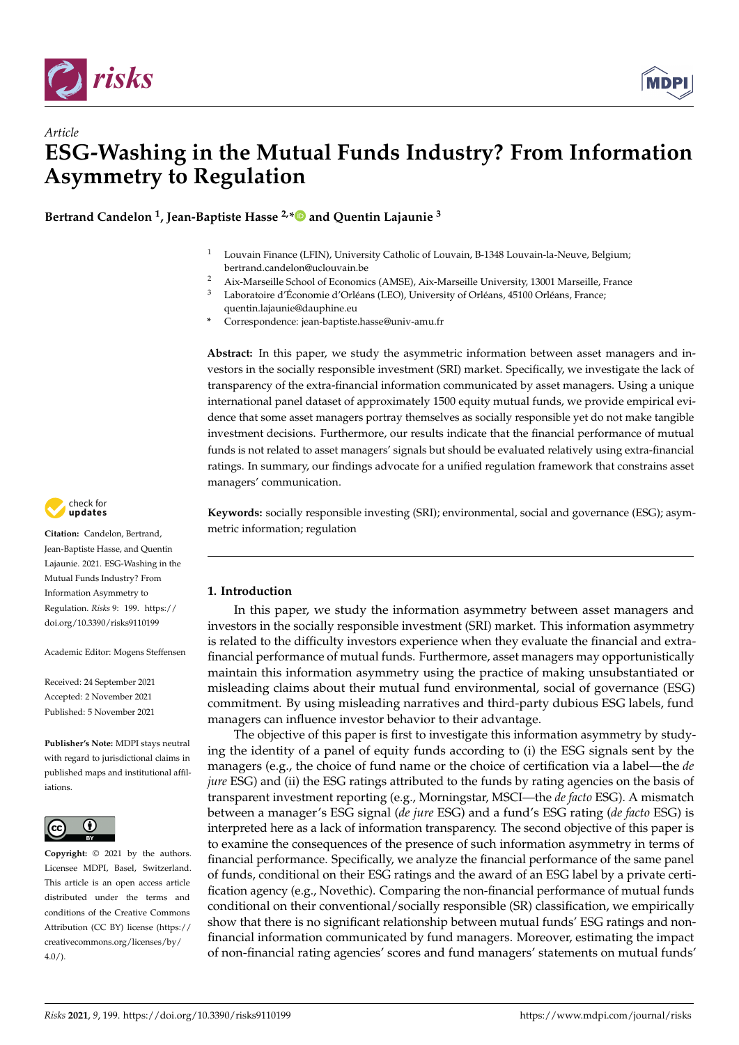*Article*

# ESG-Washing in the Mutual Funds Industry? From Information Asymmetry to Regulation

**Bertrand Candelon [1], Jean-Baptiste Hasse [2,*] and Quentin Lajaunie [3]**

[1] Louvain Finance (LFIN), University Catholic of Louvain, B-1348 Louvain-la-Neuve, Belgium; bertrand.candelon@uclouvain.be

[2] Aix-Marseille School of Economics (AMSE), Aix-Marseille University, 13001 Marseille, France

[3] Laboratoire d'Économie d'Orléans (LEO), University of Orléans, 45100 Orléans, France; quentin.lajaunie@dauphine.eu

\* Correspondence: jean-baptiste.hasse@univ-amu.fr

**Abstract:** In this paper, we study the asymmetric information between asset managers and investors in the socially responsible investment (SRI) market. Specifically, we investigate the lack of transparency of the extra-financial information communicated by asset managers. Using a unique international panel dataset of approximately 1500 equity mutual funds, we provide empirical evidence that some asset managers portray themselves as socially responsible yet do not make tangible investment decisions. Furthermore, our results indicate that the financial performance of mutual funds is not related to asset managers' signals but should be evaluated relatively using extra-financial ratings. In summary, our findings advocate for a unified regulation framework that constrains asset managers' communication.

**Keywords:** socially responsible investing (SRI); environmental, social and governance (ESG); asymmetric information; regulation

**Citation:** Candelon, Bertrand, Jean-Baptiste Hasse, and Quentin Lajaunie. 2021. ESG-Washing in the Mutual Funds Industry? From Information Asymmetry to Regulation. *Risks* 9: 199. https://doi.org/10.3390/risks9110199

Academic Editor: Mogens Steffensen

Received: 24 September 2021
Accepted: 2 November 2021
Published: 5 November 2021

**Publisher's Note:** MDPI stays neutral with regard to jurisdictional claims in published maps and institutional affiliations.

**Copyright:** © 2021 by the authors. Licensee MDPI, Basel, Switzerland. This article is an open access article distributed under the terms and conditions of the Creative Commons Attribution (CC BY) license (https://creativecommons.org/licenses/by/4.0/).

## 1. Introduction

In this paper, we study the information asymmetry between asset managers and investors in the socially responsible investment (SRI) market. This information asymmetry is related to the difficulty investors experience when they evaluate the financial and extra-financial performance of mutual funds. Furthermore, asset managers may opportunistically maintain this information asymmetry using the practice of making unsubstantiated or misleading claims about their mutual fund environmental, social of governance (ESG) commitment. By using misleading narratives and third-party dubious ESG labels, fund managers can influence investor behavior to their advantage.

The objective of this paper is first to investigate this information asymmetry by studying the identity of a panel of equity funds according to (i) the ESG signals sent by the managers (e.g., the choice of fund name or the choice of certification via a label—the *de jure* ESG) and (ii) the ESG ratings attributed to the funds by rating agencies on the basis of transparent investment reporting (e.g., Morningstar, MSCI—the *de facto* ESG). A mismatch between a manager's ESG signal (*de jure* ESG) and a fund's ESG rating (*de facto* ESG) is interpreted here as a lack of information transparency. The second objective of this paper is to examine the consequences of the presence of such information asymmetry in terms of financial performance. Specifically, we analyze the financial performance of the same panel of funds, conditional on their ESG ratings and the award of an ESG label by a private certification agency (e.g., Novethic). Comparing the non-financial performance of mutual funds conditional on their conventional/socially responsible (SR) classification, we empirically show that there is no significant relationship between mutual funds' ESG ratings and non-financial information communicated by fund managers. Moreover, estimating the impact of non-financial rating agencies' scores and fund managers' statements on mutual funds'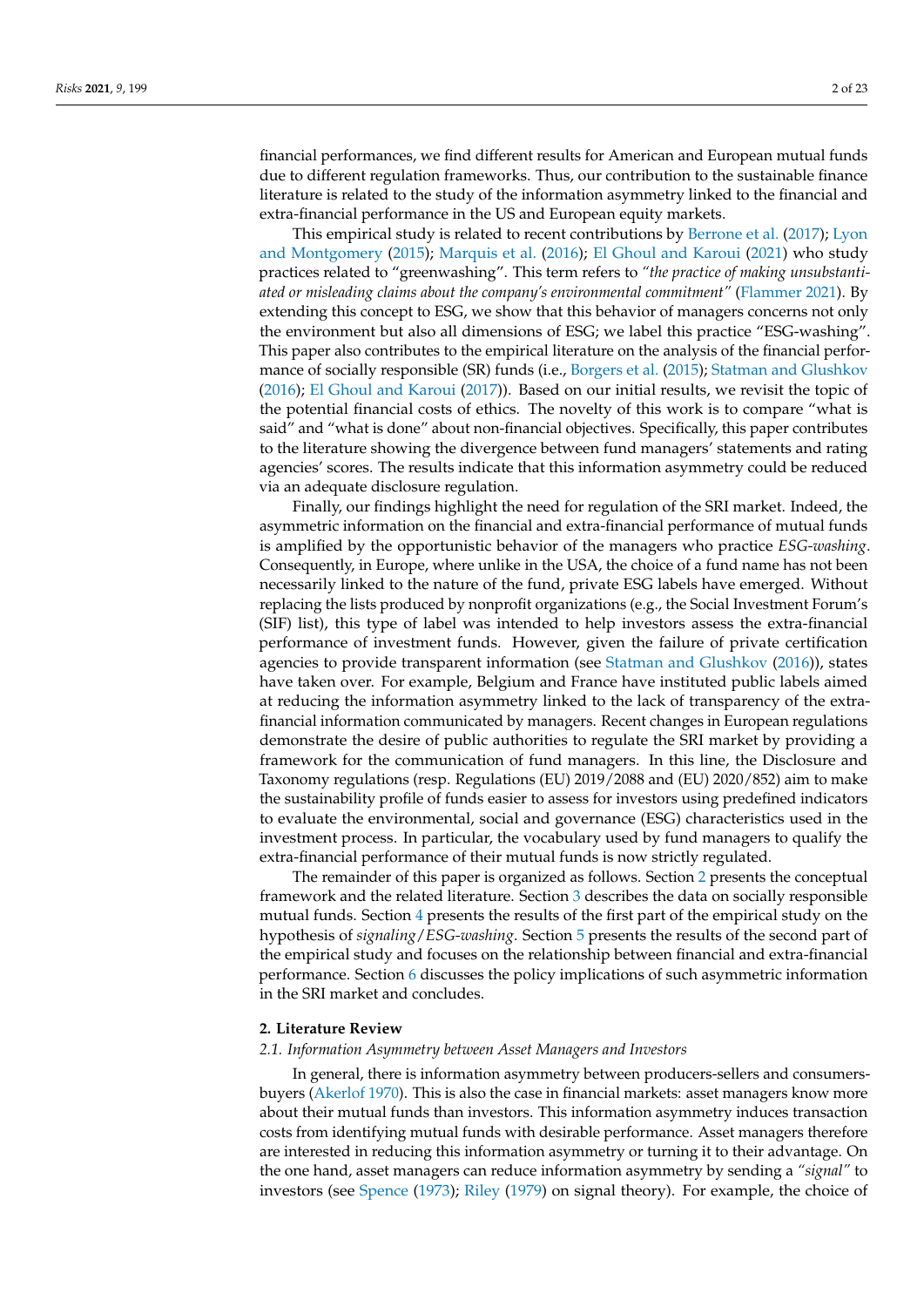financial performances, we find different results for American and European mutual funds due to different regulation frameworks. Thus, our contribution to the sustainable finance literature is related to the study of the information asymmetry linked to the financial and extra-financial performance in the US and European equity markets.

This empirical study is related to recent contributions by Berrone et al. (2017); Lyon and Montgomery (2015); Marquis et al. (2016); El Ghoul and Karoui (2021) who study practices related to "greenwashing". This term refers to *"the practice of making unsubstantiated or misleading claims about the company's environmental commitment"* (Flammer 2021). By extending this concept to ESG, we show that this behavior of managers concerns not only the environment but also all dimensions of ESG; we label this practice "ESG-washing". This paper also contributes to the empirical literature on the analysis of the financial performance of socially responsible (SR) funds (i.e., Borgers et al. (2015); Statman and Glushkov (2016); El Ghoul and Karoui (2017)). Based on our initial results, we revisit the topic of the potential financial costs of ethics. The novelty of this work is to compare "what is said" and "what is done" about non-financial objectives. Specifically, this paper contributes to the literature showing the divergence between fund managers' statements and rating agencies' scores. The results indicate that this information asymmetry could be reduced via an adequate disclosure regulation.

Finally, our findings highlight the need for regulation of the SRI market. Indeed, the asymmetric information on the financial and extra-financial performance of mutual funds is amplified by the opportunistic behavior of the managers who practice *ESG-washing*. Consequently, in Europe, where unlike in the USA, the choice of a fund name has not been necessarily linked to the nature of the fund, private ESG labels have emerged. Without replacing the lists produced by nonprofit organizations (e.g., the Social Investment Forum's (SIF) list), this type of label was intended to help investors assess the extra-financial performance of investment funds. However, given the failure of private certification agencies to provide transparent information (see Statman and Glushkov (2016)), states have taken over. For example, Belgium and France have instituted public labels aimed at reducing the information asymmetry linked to the lack of transparency of the extra-financial information communicated by managers. Recent changes in European regulations demonstrate the desire of public authorities to regulate the SRI market by providing a framework for the communication of fund managers. In this line, the Disclosure and Taxonomy regulations (resp. Regulations (EU) 2019/2088 and (EU) 2020/852) aim to make the sustainability profile of funds easier to assess for investors using predefined indicators to evaluate the environmental, social and governance (ESG) characteristics used in the investment process. In particular, the vocabulary used by fund managers to qualify the extra-financial performance of their mutual funds is now strictly regulated.

The remainder of this paper is organized as follows. Section 2 presents the conceptual framework and the related literature. Section 3 describes the data on socially responsible mutual funds. Section 4 presents the results of the first part of the empirical study on the hypothesis of *signaling/ESG-washing*. Section 5 presents the results of the second part of the empirical study and focuses on the relationship between financial and extra-financial performance. Section 6 discusses the policy implications of such asymmetric information in the SRI market and concludes.

## 2. Literature Review

### 2.1. Information Asymmetry between Asset Managers and Investors

In general, there is information asymmetry between producers-sellers and consumers-buyers (Akerlof 1970). This is also the case in financial markets: asset managers know more about their mutual funds than investors. This information asymmetry induces transaction costs from identifying mutual funds with desirable performance. Asset managers therefore are interested in reducing this information asymmetry or turning it to their advantage. On the one hand, asset managers can reduce information asymmetry by sending a *"signal"* to investors (see Spence (1973); Riley (1979) on signal theory). For example, the choice of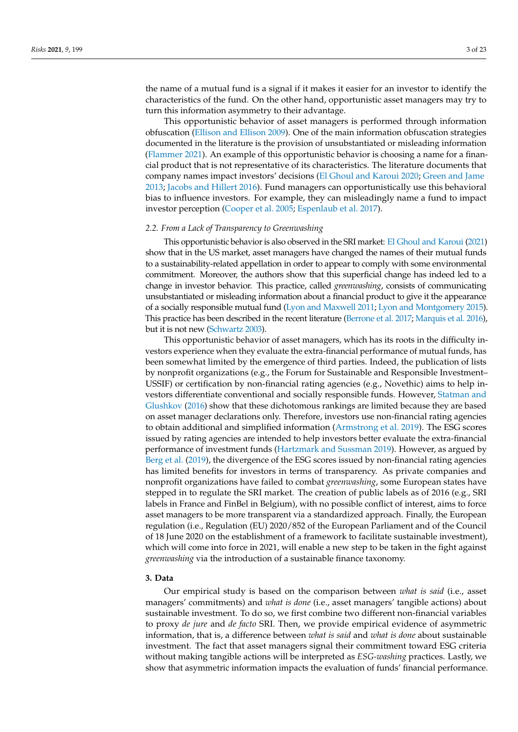the name of a mutual fund is a signal if it makes it easier for an investor to identify the characteristics of the fund. On the other hand, opportunistic asset managers may try to turn this information asymmetry to their advantage.

This opportunistic behavior of asset managers is performed through information obfuscation (Ellison and Ellison 2009). One of the main information obfuscation strategies documented in the literature is the provision of unsubstantiated or misleading information (Flammer 2021). An example of this opportunistic behavior is choosing a name for a financial product that is not representative of its characteristics. The literature documents that company names impact investors' decisions (El Ghoul and Karoui 2020; Green and Jame 2013; Jacobs and Hillert 2016). Fund managers can opportunistically use this behavioral bias to influence investors. For example, they can misleadingly name a fund to impact investor perception (Cooper et al. 2005; Espenlaub et al. 2017).

### 2.2. From a Lack of Transparency to Greenwashing

This opportunistic behavior is also observed in the SRI market: El Ghoul and Karoui (2021) show that in the US market, asset managers have changed the names of their mutual funds to a sustainability-related appellation in order to appear to comply with some environmental commitment. Moreover, the authors show that this superficial change has indeed led to a change in investor behavior. This practice, called *greenwashing*, consists of communicating unsubstantiated or misleading information about a financial product to give it the appearance of a socially responsible mutual fund (Lyon and Maxwell 2011; Lyon and Montgomery 2015). This practice has been described in the recent literature (Berrone et al. 2017; Marquis et al. 2016), but it is not new (Schwartz 2003).

This opportunistic behavior of asset managers, which has its roots in the difficulty investors experience when they evaluate the extra-financial performance of mutual funds, has been somewhat limited by the emergence of third parties. Indeed, the publication of lists by nonprofit organizations (e.g., the Forum for Sustainable and Responsible Investment–USSIF) or certification by non-financial rating agencies (e.g., Novethic) aims to help investors differentiate conventional and socially responsible funds. However, Statman and Glushkov (2016) show that these dichotomous rankings are limited because they are based on asset manager declarations only. Therefore, investors use non-financial rating agencies to obtain additional and simplified information (Armstrong et al. 2019). The ESG scores issued by rating agencies are intended to help investors better evaluate the extra-financial performance of investment funds (Hartzmark and Sussman 2019). However, as argued by Berg et al. (2019), the divergence of the ESG scores issued by non-financial rating agencies has limited benefits for investors in terms of transparency. As private companies and nonprofit organizations have failed to combat *greenwashing*, some European states have stepped in to regulate the SRI market. The creation of public labels as of 2016 (e.g., SRI labels in France and FinBel in Belgium), with no possible conflict of interest, aims to force asset managers to be more transparent via a standardized approach. Finally, the European regulation (i.e., Regulation (EU) 2020/852 of the European Parliament and of the Council of 18 June 2020 on the establishment of a framework to facilitate sustainable investment), which will come into force in 2021, will enable a new step to be taken in the fight against *greenwashing* via the introduction of a sustainable finance taxonomy.

## 3. Data

Our empirical study is based on the comparison between *what is said* (i.e., asset managers' commitments) and *what is done* (i.e., asset managers' tangible actions) about sustainable investment. To do so, we first combine two different non-financial variables to proxy *de jure* and *de facto* SRI. Then, we provide empirical evidence of asymmetric information, that is, a difference between *what is said* and *what is done* about sustainable investment. The fact that asset managers signal their commitment toward ESG criteria without making tangible actions will be interpreted as *ESG-washing* practices. Lastly, we show that asymmetric information impacts the evaluation of funds' financial performance.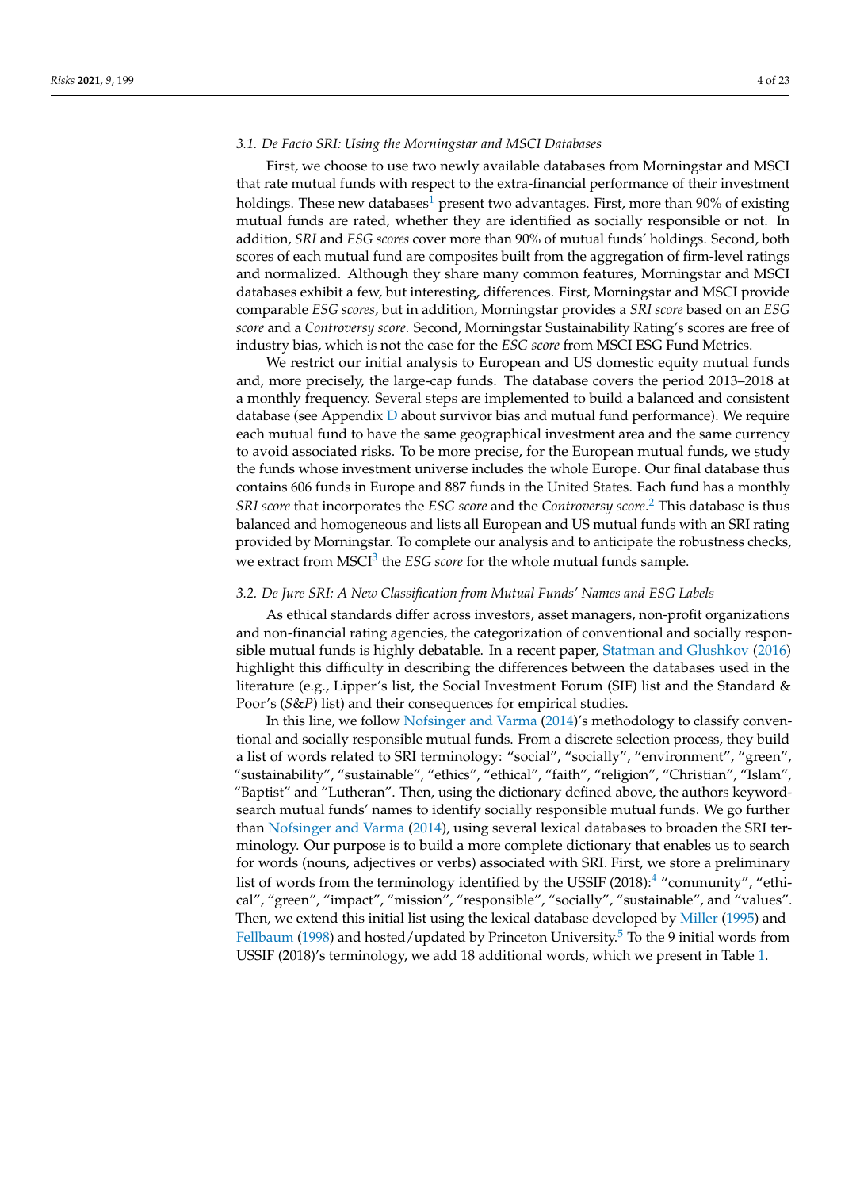### 3.1. De Facto SRI: Using the Morningstar and MSCI Databases

First, we choose to use two newly available databases from Morningstar and MSCI that rate mutual funds with respect to the extra-financial performance of their investment holdings. These new databases[1] present two advantages. First, more than 90% of existing mutual funds are rated, whether they are identified as socially responsible or not. In addition, *SRI* and *ESG scores* cover more than 90% of mutual funds' holdings. Second, both scores of each mutual fund are composites built from the aggregation of firm-level ratings and normalized. Although they share many common features, Morningstar and MSCI databases exhibit a few, but interesting, differences. First, Morningstar and MSCI provide comparable *ESG scores*, but in addition, Morningstar provides a *SRI score* based on an *ESG score* and a *Controversy score*. Second, Morningstar Sustainability Rating's scores are free of industry bias, which is not the case for the *ESG score* from MSCI ESG Fund Metrics.

We restrict our initial analysis to European and US domestic equity mutual funds and, more precisely, the large-cap funds. The database covers the period 2013–2018 at a monthly frequency. Several steps are implemented to build a balanced and consistent database (see Appendix D about survivor bias and mutual fund performance). We require each mutual fund to have the same geographical investment area and the same currency to avoid associated risks. To be more precise, for the European mutual funds, we study the funds whose investment universe includes the whole Europe. Our final database thus contains 606 funds in Europe and 887 funds in the United States. Each fund has a monthly *SRI score* that incorporates the *ESG score* and the *Controversy score*.[2] This database is thus balanced and homogeneous and lists all European and US mutual funds with an SRI rating provided by Morningstar. To complete our analysis and to anticipate the robustness checks, we extract from MSCI[3] the *ESG score* for the whole mutual funds sample.

### 3.2. De Jure SRI: A New Classification from Mutual Funds' Names and ESG Labels

As ethical standards differ across investors, asset managers, non-profit organizations and non-financial rating agencies, the categorization of conventional and socially responsible mutual funds is highly debatable. In a recent paper, Statman and Glushkov (2016) highlight this difficulty in describing the differences between the databases used in the literature (e.g., Lipper's list, the Social Investment Forum (SIF) list and the Standard & Poor's (*S&P*) list) and their consequences for empirical studies.

In this line, we follow Nofsinger and Varma (2014)'s methodology to classify conventional and socially responsible mutual funds. From a discrete selection process, they build a list of words related to SRI terminology: "social", "socially", "environment", "green", "sustainability", "sustainable", "ethics", "ethical", "faith", "religion", "Christian", "Islam", "Baptist" and "Lutheran". Then, using the dictionary defined above, the authors keyword-search mutual funds' names to identify socially responsible mutual funds. We go further than Nofsinger and Varma (2014), using several lexical databases to broaden the SRI terminology. Our purpose is to build a more complete dictionary that enables us to search for words (nouns, adjectives or verbs) associated with SRI. First, we store a preliminary list of words from the terminology identified by the USSIF (2018):[4] "community", "ethical", "green", "impact", "mission", "responsible", "socially", "sustainable", and "values". Then, we extend this initial list using the lexical database developed by Miller (1995) and Fellbaum (1998) and hosted/updated by Princeton University.[5] To the 9 initial words from USSIF (2018)'s terminology, we add 18 additional words, which we present in Table 1.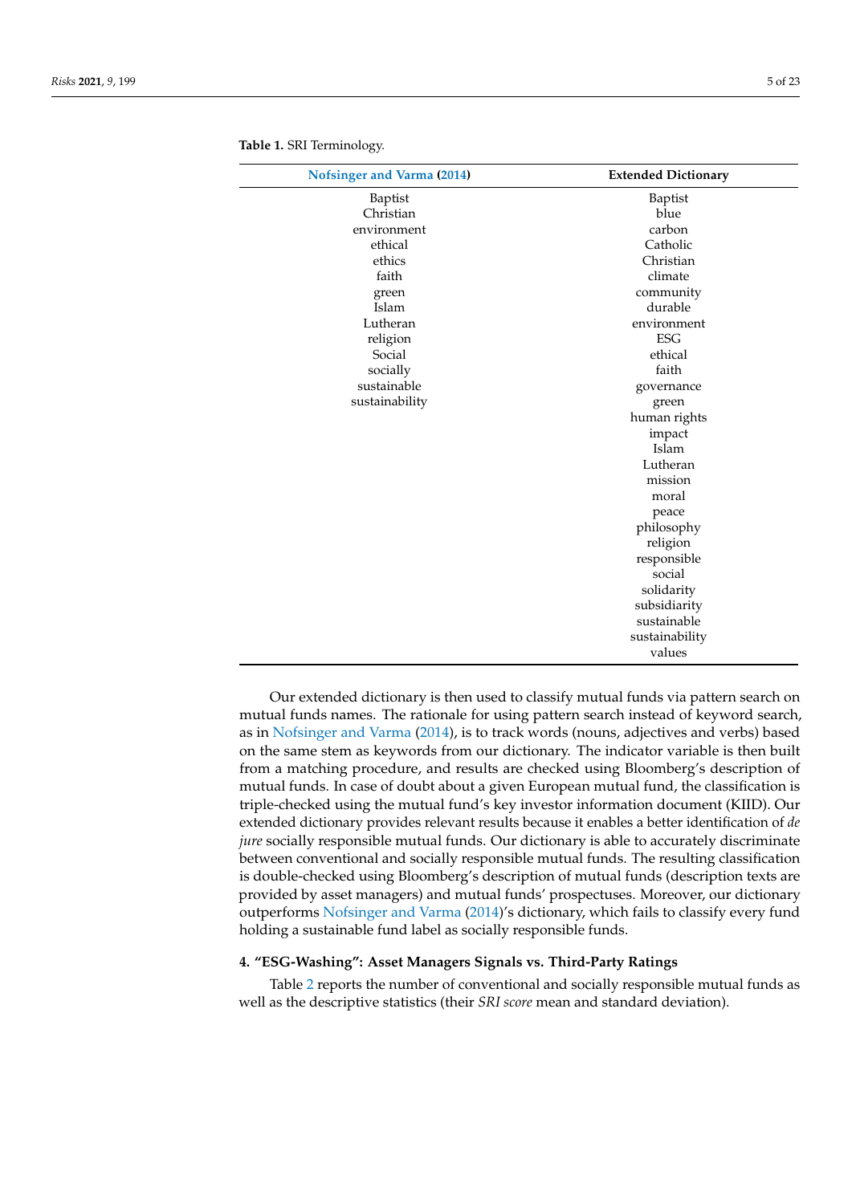**Table 1.** SRI Terminology.

| Nofsinger and Varma (2014) | Extended Dictionary |
| --- | --- |
| Baptist | Baptist |
| Christian | blue |
| environment | carbon |
| ethical | Catholic |
| ethics | Christian |
| faith | climate |
| green | community |
| Islam | durable |
| Lutheran | environment |
| religion | ESG |
| Social | ethical |
| socially | faith |
| sustainable | governance |
| sustainability | green |
| | human rights |
| | impact |
| | Islam |
| | Lutheran |
| | mission |
| | moral |
| | peace |
| | philosophy |
| | religion |
| | responsible |
| | social |
| | solidarity |
| | subsidiarity |
| | sustainable |
| | sustainability |
| | values |

Our extended dictionary is then used to classify mutual funds via pattern search on mutual funds names. The rationale for using pattern search instead of keyword search, as in Nofsinger and Varma (2014), is to track words (nouns, adjectives and verbs) based on the same stem as keywords from our dictionary. The indicator variable is then built from a matching procedure, and results are checked using Bloomberg's description of mutual funds. In case of doubt about a given European mutual fund, the classification is triple-checked using the mutual fund's key investor information document (KIID). Our extended dictionary provides relevant results because it enables a better identification of *de jure* socially responsible mutual funds. Our dictionary is able to accurately discriminate between conventional and socially responsible mutual funds. The resulting classification is double-checked using Bloomberg's description of mutual funds (description texts are provided by asset managers) and mutual funds' prospectuses. Moreover, our dictionary outperforms Nofsinger and Varma (2014)'s dictionary, which fails to classify every fund holding a sustainable fund label as socially responsible funds.

## 4. "ESG-Washing": Asset Managers Signals vs. Third-Party Ratings

Table 2 reports the number of conventional and socially responsible mutual funds as well as the descriptive statistics (their *SRI score* mean and standard deviation).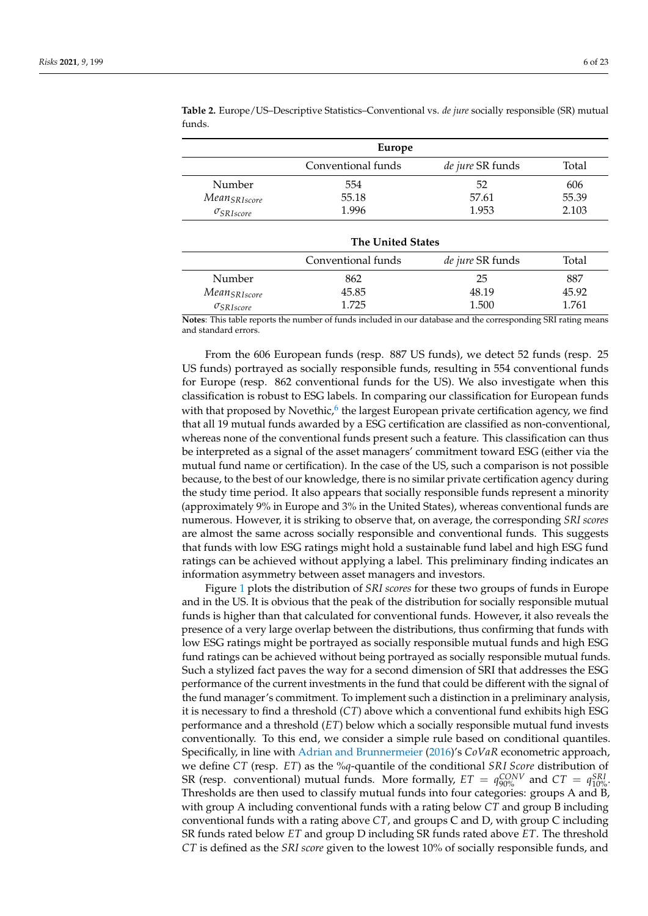**Table 2.** Europe/US–Descriptive Statistics–Conventional vs. *de jure* socially responsible (SR) mutual funds.

| **Europe** | | | |
|---|---|---|---|
| | Conventional funds | *de jure* SR funds | Total |
| Number | 554 | 52 | 606 |
| $Mean_{SRIscore}$ | 55.18 | 57.61 | 55.39 |
| $\sigma_{SRIscore}$ | 1.996 | 1.953 | 2.103 |
| **The United States** | | | |
| | Conventional funds | *de jure* SR funds | Total |
| Number | 862 | 25 | 887 |
| $Mean_{SRIscore}$ | 45.85 | 48.19 | 45.92 |
| $\sigma_{SRIscore}$ | 1.725 | 1.500 | 1.761 |

**Notes**: This table reports the number of funds included in our database and the corresponding SRI rating means and standard errors.

From the 606 European funds (resp. 887 US funds), we detect 52 funds (resp. 25 US funds) portrayed as socially responsible funds, resulting in 554 conventional funds for Europe (resp. 862 conventional funds for the US). We also investigate when this classification is robust to ESG labels. In comparing our classification for European funds with that proposed by Novethic,[6] the largest European private certification agency, we find that all 19 mutual funds awarded by a ESG certification are classified as non-conventional, whereas none of the conventional funds present such a feature. This classification can thus be interpreted as a signal of the asset managers' commitment toward ESG (either via the mutual fund name or certification). In the case of the US, such a comparison is not possible because, to the best of our knowledge, there is no similar private certification agency during the study time period. It also appears that socially responsible funds represent a minority (approximately 9% in Europe and 3% in the United States), whereas conventional funds are numerous. However, it is striking to observe that, on average, the corresponding *SRI scores* are almost the same across socially responsible and conventional funds. This suggests that funds with low ESG ratings might hold a sustainable fund label and high ESG fund ratings can be achieved without applying a label. This preliminary finding indicates an information asymmetry between asset managers and investors.

Figure 1 plots the distribution of *SRI scores* for these two groups of funds in Europe and in the US. It is obvious that the peak of the distribution for socially responsible mutual funds is higher than that calculated for conventional funds. However, it also reveals the presence of a very large overlap between the distributions, thus confirming that funds with low ESG ratings might be portrayed as socially responsible mutual funds and high ESG fund ratings can be achieved without being portrayed as socially responsible mutual funds. Such a stylized fact paves the way for a second dimension of SRI that addresses the ESG performance of the current investments in the fund that could be different with the signal of the fund manager's commitment. To implement such a distinction in a preliminary analysis, it is necessary to find a threshold ($CT$) above which a conventional fund exhibits high ESG performance and a threshold ($ET$) below which a socially responsible mutual fund invests conventionally. To this end, we consider a simple rule based on conditional quantiles. Specifically, in line with Adrian and Brunnermeier (2016)'s *CoVaR* econometric approach, we define $CT$ (resp. $ET$) as the $\%q$-quantile of the conditional *SRI Score* distribution of SR (resp. conventional) mutual funds. More formally, $ET = q^{CONV}_{90\%}$ and $CT = q^{SRI}_{10\%}$. Thresholds are then used to classify mutual funds into four categories: groups A and B, with group A including conventional funds with a rating below $CT$ and group B including conventional funds with a rating above $CT$, and groups C and D, with group C including SR funds rated below $ET$ and group D including SR funds rated above $ET$. The threshold $CT$ is defined as the *SRI score* given to the lowest 10% of socially responsible funds, and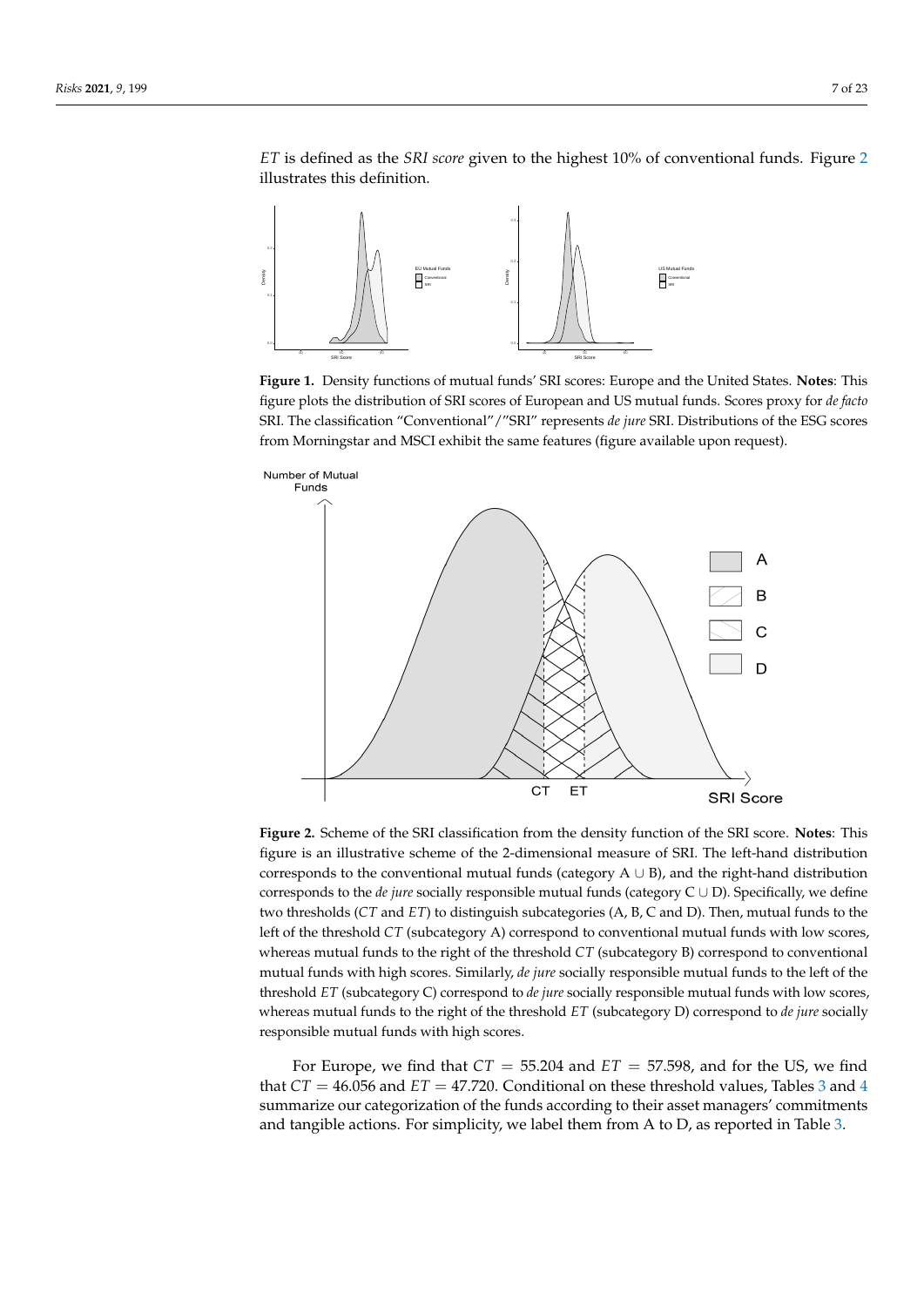*ET* is defined as the *SRI score* given to the highest 10% of conventional funds. Figure 2 illustrates this definition.

**Figure 1.** Density functions of mutual funds' SRI scores: Europe and the United States. **Notes**: This figure plots the distribution of SRI scores of European and US mutual funds. Scores proxy for *de facto* SRI. The classification "Conventional"/"SRI" represents *de jure* SRI. Distributions of the ESG scores from Morningstar and MSCI exhibit the same features (figure available upon request).

**Figure 2.** Scheme of the SRI classification from the density function of the SRI score. **Notes**: This figure is an illustrative scheme of the 2-dimensional measure of SRI. The left-hand distribution corresponds to the conventional mutual funds (category A ∪ B), and the right-hand distribution corresponds to the *de jure* socially responsible mutual funds (category C ∪ D). Specifically, we define two thresholds (*CT* and *ET*) to distinguish subcategories (A, B, C and D). Then, mutual funds to the left of the threshold *CT* (subcategory A) correspond to conventional mutual funds with low scores, whereas mutual funds to the right of the threshold *CT* (subcategory B) correspond to conventional mutual funds with high scores. Similarly, *de jure* socially responsible mutual funds to the left of the threshold *ET* (subcategory C) correspond to *de jure* socially responsible mutual funds with low scores, whereas mutual funds to the right of the threshold *ET* (subcategory D) correspond to *de jure* socially responsible mutual funds with high scores.

For Europe, we find that $CT = 55.204$ and $ET = 57.598$, and for the US, we find that $CT = 46.056$ and $ET = 47.720$. Conditional on these threshold values, Tables 3 and 4 summarize our categorization of the funds according to their asset managers' commitments and tangible actions. For simplicity, we label them from A to D, as reported in Table 3.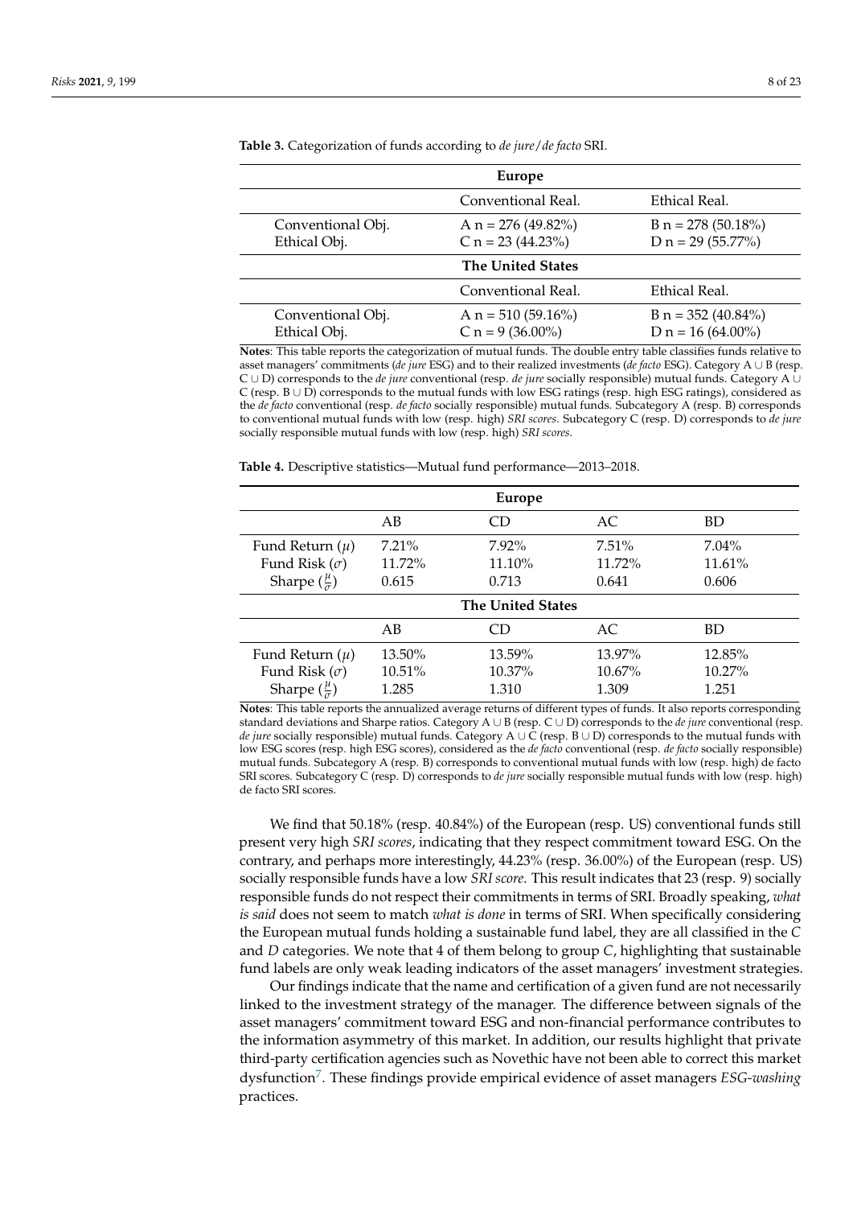**Table 3.** Categorization of funds according to *de jure*/*de facto* SRI.

| | Conventional Real. | Ethical Real. |
|---|---|---|
| **Europe** | | |
| Conventional Obj. | A n = 276 (49.82%) | B n = 278 (50.18%) |
| Ethical Obj. | C n = 23 (44.23%) | D n = 29 (55.77%) |
| **The United States** | | |
| Conventional Obj. | A n = 510 (59.16%) | B n = 352 (40.84%) |
| Ethical Obj. | C n = 9 (36.00%) | D n = 16 (64.00%) |

**Notes**: This table reports the categorization of mutual funds. The double entry table classifies funds relative to asset managers' commitments (*de jure* ESG) and to their realized investments (*de facto* ESG). Category A ∪ B (resp. C ∪ D) corresponds to the *de jure* conventional (resp. *de jure* socially responsible) mutual funds. Category A ∪ C (resp. B ∪ D) corresponds to the mutual funds with low ESG ratings (resp. high ESG ratings), considered as the *de facto* conventional (resp. *de facto* socially responsible) mutual funds. Subcategory A (resp. B) corresponds to conventional mutual funds with low (resp. high) *SRI scores*. Subcategory C (resp. D) corresponds to *de jure* socially responsible mutual funds with low (resp. high) *SRI scores*.

**Table 4.** Descriptive statistics—Mutual fund performance—2013–2018.

| | AB | CD | AC | BD |
|---|---|---|---|---|
| **Europe** | | | | |
| Fund Return ($\mu$) | 7.21% | 7.92% | 7.51% | 7.04% |
| Fund Risk ($\sigma$) | 11.72% | 11.10% | 11.72% | 11.61% |
| Sharpe ($\frac{\mu}{\sigma}$) | 0.615 | 0.713 | 0.641 | 0.606 |
| **The United States** | | | | |
| Fund Return ($\mu$) | 13.50% | 13.59% | 13.97% | 12.85% |
| Fund Risk ($\sigma$) | 10.51% | 10.37% | 10.67% | 10.27% |
| Sharpe ($\frac{\mu}{\sigma}$) | 1.285 | 1.310 | 1.309 | 1.251 |

**Notes**: This table reports the annualized average returns of different types of funds. It also reports corresponding standard deviations and Sharpe ratios. Category A ∪ B (resp. C ∪ D) corresponds to the *de jure* conventional (resp. *de jure* socially responsible) mutual funds. Category A ∪ C (resp. B ∪ D) corresponds to the mutual funds with low ESG scores (resp. high ESG scores), considered as the *de facto* conventional (resp. *de facto* socially responsible) mutual funds. Subcategory A (resp. B) corresponds to conventional mutual funds with low (resp. high) de facto SRI scores. Subcategory C (resp. D) corresponds to *de jure* socially responsible mutual funds with low (resp. high) de facto SRI scores.

We find that 50.18% (resp. 40.84%) of the European (resp. US) conventional funds still present very high *SRI scores*, indicating that they respect commitment toward ESG. On the contrary, and perhaps more interestingly, 44.23% (resp. 36.00%) of the European (resp. US) socially responsible funds have a low *SRI score*. This result indicates that 23 (resp. 9) socially responsible funds do not respect their commitments in terms of SRI. Broadly speaking, *what is said* does not seem to match *what is done* in terms of SRI. When specifically considering the European mutual funds holding a sustainable fund label, they are all classified in the *C* and *D* categories. We note that 4 of them belong to group *C*, highlighting that sustainable fund labels are only weak leading indicators of the asset managers' investment strategies.

Our findings indicate that the name and certification of a given fund are not necessarily linked to the investment strategy of the manager. The difference between signals of the asset managers' commitment toward ESG and non-financial performance contributes to the information asymmetry of this market. In addition, our results highlight that private third-party certification agencies such as Novethic have not been able to correct this market dysfunction[7]. These findings provide empirical evidence of asset managers *ESG-washing* practices.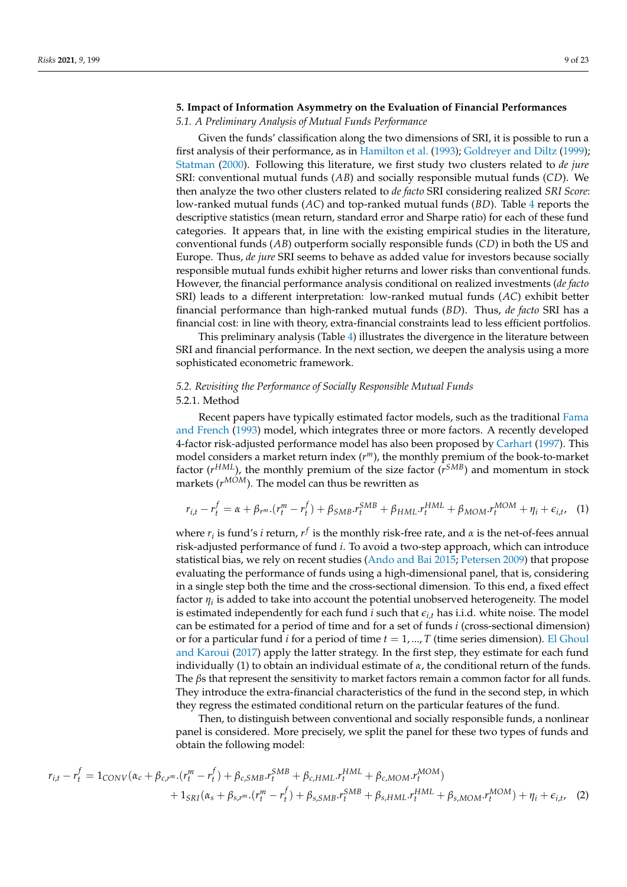## 5. Impact of Information Asymmetry on the Evaluation of Financial Performances

### *5.1. A Preliminary Analysis of Mutual Funds Performance*

Given the funds' classification along the two dimensions of SRI, it is possible to run a first analysis of their performance, as in Hamilton et al. (1993); Goldreyer and Diltz (1999); Statman (2000). Following this literature, we first study two clusters related to *de jure* SRI: conventional mutual funds (*AB*) and socially responsible mutual funds (*CD*). We then analyze the two other clusters related to *de facto* SRI considering realized *SRI Score*: low-ranked mutual funds (*AC*) and top-ranked mutual funds (*BD*). Table 4 reports the descriptive statistics (mean return, standard error and Sharpe ratio) for each of these fund categories. It appears that, in line with the existing empirical studies in the literature, conventional funds (*AB*) outperform socially responsible funds (*CD*) in both the US and Europe. Thus, *de jure* SRI seems to behave as added value for investors because socially responsible mutual funds exhibit higher returns and lower risks than conventional funds. However, the financial performance analysis conditional on realized investments (*de facto* SRI) leads to a different interpretation: low-ranked mutual funds (*AC*) exhibit better financial performance than high-ranked mutual funds (*BD*). Thus, *de facto* SRI has a financial cost: in line with theory, extra-financial constraints lead to less efficient portfolios.

This preliminary analysis (Table 4) illustrates the divergence in the literature between SRI and financial performance. In the next section, we deepen the analysis using a more sophisticated econometric framework.

### *5.2. Revisiting the Performance of Socially Responsible Mutual Funds*

#### 5.2.1. Method

Recent papers have typically estimated factor models, such as the traditional Fama and French (1993) model, which integrates three or more factors. A recently developed 4-factor risk-adjusted performance model has also been proposed by Carhart (1997). This model considers a market return index ($r^m$), the monthly premium of the book-to-market factor ($r^{HML}$), the monthly premium of the size factor ($r^{SMB}$) and momentum in stock markets ($r^{MOM}$). The model can thus be rewritten as

$$r_{i,t} - r_t^f = \alpha + \beta_{r^m}.(r_t^m - r_t^f) + \beta_{SMB}.r_t^{SMB} + \beta_{HML}.r_t^{HML} + \beta_{MOM}.r_t^{MOM} + \eta_i + \epsilon_{i,t}, \quad (1)$$

where $r_i$ is fund's $i$ return, $r^f$ is the monthly risk-free rate, and $\alpha$ is the net-of-fees annual risk-adjusted performance of fund $i$. To avoid a two-step approach, which can introduce statistical bias, we rely on recent studies (Ando and Bai 2015; Petersen 2009) that propose evaluating the performance of funds using a high-dimensional panel, that is, considering in a single step both the time and the cross-sectional dimension. To this end, a fixed effect factor $\eta_i$ is added to take into account the potential unobserved heterogeneity. The model is estimated independently for each fund $i$ such that $\epsilon_{i,t}$ has i.i.d. white noise. The model can be estimated for a period of time and for a set of funds $i$ (cross-sectional dimension) or for a particular fund $i$ for a period of time $t = 1, ..., T$ (time series dimension). El Ghoul and Karoui (2017) apply the latter strategy. In the first step, they estimate for each fund individually (1) to obtain an individual estimate of $\alpha$, the conditional return of the funds. The $\beta$s that represent the sensitivity to market factors remain a common factor for all funds. They introduce the extra-financial characteristics of the fund in the second step, in which they regress the estimated conditional return on the particular features of the fund.

Then, to distinguish between conventional and socially responsible funds, a nonlinear panel is considered. More precisely, we split the panel for these two types of funds and obtain the following model:

$$\begin{aligned} r_{i,t} - r_t^f = {} & 1_{CONV}(\alpha_c + \beta_{c,r^m}.(r_t^m - r_t^f) + \beta_{c,SMB}.r_t^{SMB} + \beta_{c,HML}.r_t^{HML} + \beta_{c,MOM}.r_t^{MOM}) \\ & + 1_{SRI}(\alpha_s + \beta_{s,r^m}.(r_t^m - r_t^f) + \beta_{s,SMB}.r_t^{SMB} + \beta_{s,HML}.r_t^{HML} + \beta_{s,MOM}.r_t^{MOM}) + \eta_i + \epsilon_{i,t}, \quad (2) \end{aligned}$$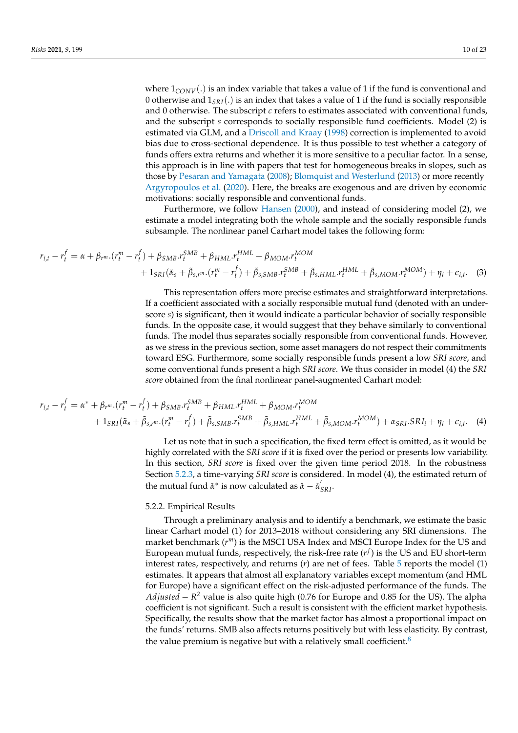where $1_{CONV}(.)$ is an index variable that takes a value of 1 if the fund is conventional and 0 otherwise and $1_{SRI}(.)$ is an index that takes a value of 1 if the fund is socially responsible and 0 otherwise. The subscript *c* refers to estimates associated with conventional funds, and the subscript *s* corresponds to socially responsible fund coefficients. Model (2) is estimated via GLM, and a Driscoll and Kraay (1998) correction is implemented to avoid bias due to cross-sectional dependence. It is thus possible to test whether a category of funds offers extra returns and whether it is more sensitive to a peculiar factor. In a sense, this approach is in line with papers that test for homogeneous breaks in slopes, such as those by Pesaran and Yamagata (2008); Blomquist and Westerlund (2013) or more recently Argyropoulos et al. (2020). Here, the breaks are exogenous and are driven by economic motivations: socially responsible and conventional funds.

Furthermore, we follow Hansen (2000), and instead of considering model (2), we estimate a model integrating both the whole sample and the socially responsible funds subsample. The nonlinear panel Carhart model takes the following form:

$$
\begin{aligned}
r_{i,t} - r_t^f = \alpha + \beta_{r^m}.(r_t^m - r_t^f) + \beta_{SMB}.r_t^{SMB} + \beta_{HML}.r_t^{HML} + \beta_{MOM}.r_t^{MOM} \\
+ 1_{SRI}(\tilde{\alpha}_s + \tilde{\beta}_{s,r^m}.(r_t^m - r_t^f) + \tilde{\beta}_{s,SMB}.r_t^{SMB} + \tilde{\beta}_{s,HML}.r_t^{HML} + \tilde{\beta}_{s,MOM}.r_t^{MOM}) + \eta_i + \epsilon_{i,t}. \quad (3)
\end{aligned}
$$

This representation offers more precise estimates and straightforward interpretations. If a coefficient associated with a socially responsible mutual fund (denoted with an underscore *s*) is significant, then it would indicate a particular behavior of socially responsible funds. In the opposite case, it would suggest that they behave similarly to conventional funds. The model thus separates socially responsible from conventional funds. However, as we stress in the previous section, some asset managers do not respect their commitments toward ESG. Furthermore, some socially responsible funds present a low *SRI score*, and some conventional funds present a high *SRI score*. We thus consider in model (4) the *SRI score* obtained from the final nonlinear panel-augmented Carhart model:

$$
\begin{aligned}
r_{i,t} - r_t^f = \alpha^* + \beta_{r^m}.(r_t^m - r_t^f) + \beta_{SMB}.r_t^{SMB} + \beta_{HML}.r_t^{HML} + \beta_{MOM}.r_t^{MOM} \\
+ 1_{SRI}(\tilde{\alpha}_s + \tilde{\beta}_{s,r^m}.(r_t^m - r_t^f) + \tilde{\beta}_{s,SMB}.r_t^{SMB} + \tilde{\beta}_{s,HML}.r_t^{HML} + \tilde{\beta}_{s,MOM}.r_t^{MOM}) + \alpha_{SRI}.SRI_i + \eta_i + \epsilon_{i,t}. \quad (4)
\end{aligned}
$$

Let us note that in such a specification, the fixed term effect is omitted, as it would be highly correlated with the *SRI score* if it is fixed over the period or presents low variability. In this section, *SRI score* is fixed over the given time period 2018. In the robustness Section 5.2.3, a time-varying *SRI score* is considered. In model (4), the estimated return of the mutual fund $\hat{\alpha}^*$ is now calculated as $\hat{\alpha} - \hat{\alpha}'_{SRI}$.

#### 5.2.2. Empirical Results

Through a preliminary analysis and to identify a benchmark, we estimate the basic linear Carhart model (1) for 2013–2018 without considering any SRI dimensions. The market benchmark ($r^m$) is the MSCI USA Index and MSCI Europe Index for the US and European mutual funds, respectively, the risk-free rate ($r^f$) is the US and EU short-term interest rates, respectively, and returns ($r$) are net of fees. Table 5 reports the model (1) estimates. It appears that almost all explanatory variables except momentum (and HML for Europe) have a significant effect on the risk-adjusted performance of the funds. The $Adjusted - R^2$ value is also quite high (0.76 for Europe and 0.85 for the US). The alpha coefficient is not significant. Such a result is consistent with the efficient market hypothesis. Specifically, the results show that the market factor has almost a proportional impact on the funds' returns. SMB also affects returns positively but with less elasticity. By contrast, the value premium is negative but with a relatively small coefficient.[8]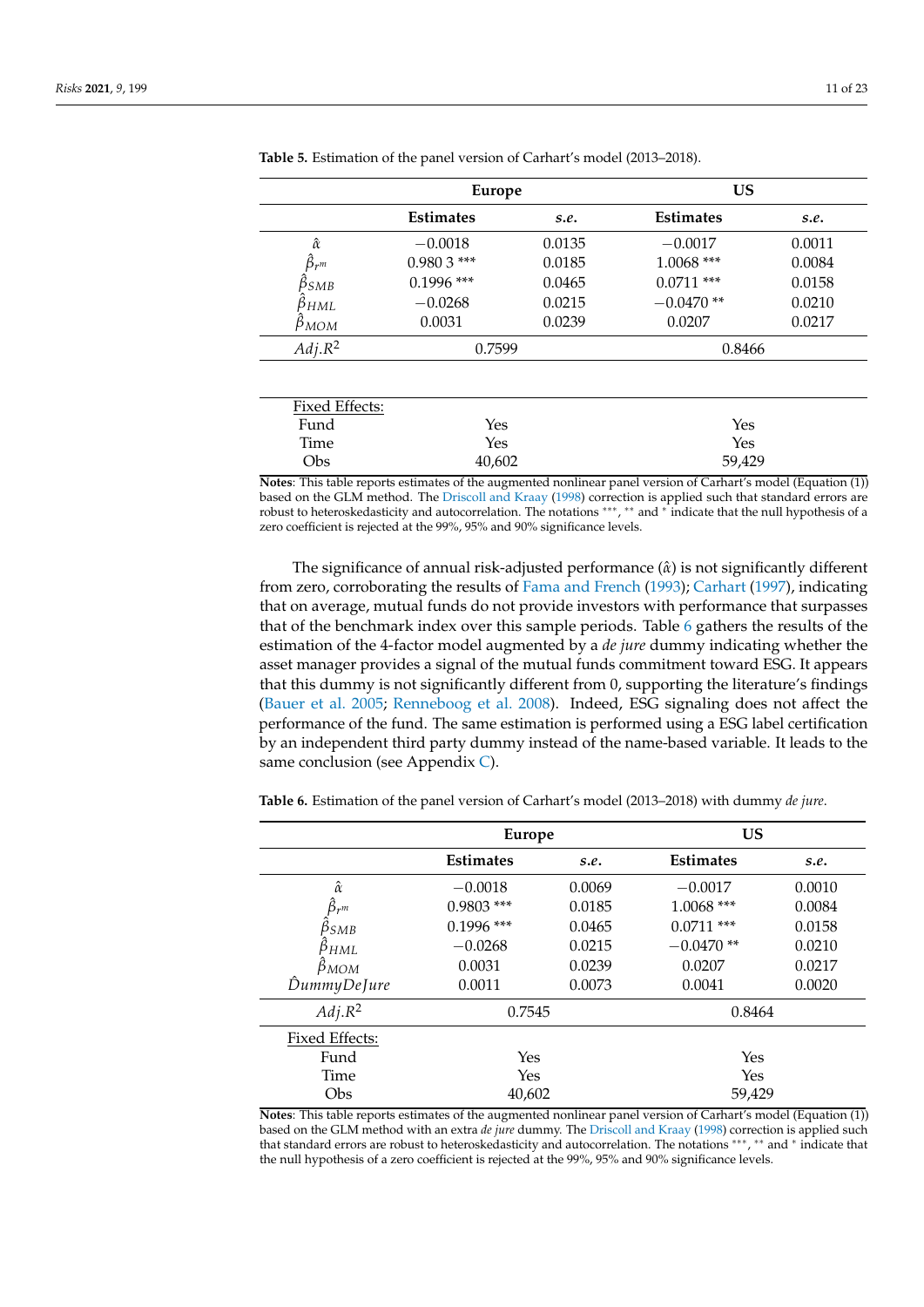**Table 5.** Estimation of the panel version of Carhart's model (2013–2018).

| | Europe | | US | |
|---|---|---|---|---|
| | **Estimates** | ***s.e.*** | **Estimates** | ***s.e.*** |
| $\hat{\alpha}$ | −0.0018 | 0.0135 | −0.0017 | 0.0011 |
| $\hat{\beta}_{r^m}$ | 0.980 3 *** | 0.0185 | 1.0068 *** | 0.0084 |
| $\hat{\beta}_{SMB}$ | 0.1996 *** | 0.0465 | 0.0711 *** | 0.0158 |
| $\hat{\beta}_{HML}$ | −0.0268 | 0.0215 | −0.0470 ** | 0.0210 |
| $\hat{\beta}_{MOM}$ | 0.0031 | 0.0239 | 0.0207 | 0.0217 |
| $Adj.R^2$ | 0.7599 | | 0.8466 | |
| Fixed Effects: | | | | |
| Fund | Yes | | Yes | |
| Time | Yes | | Yes | |
| Obs | 40,602 | | 59,429 | |

**Notes**: This table reports estimates of the augmented nonlinear panel version of Carhart's model (Equation (1)) based on the GLM method. The Driscoll and Kraay (1998) correction is applied such that standard errors are robust to heteroskedasticity and autocorrelation. The notations ***, ** and * indicate that the null hypothesis of a zero coefficient is rejected at the 99%, 95% and 90% significance levels.

The significance of annual risk-adjusted performance ($\hat{\alpha}$) is not significantly different from zero, corroborating the results of Fama and French (1993); Carhart (1997), indicating that on average, mutual funds do not provide investors with performance that surpasses that of the benchmark index over this sample periods. Table 6 gathers the results of the estimation of the 4-factor model augmented by a *de jure* dummy indicating whether the asset manager provides a signal of the mutual funds commitment toward ESG. It appears that this dummy is not significantly different from 0, supporting the literature's findings (Bauer et al. 2005; Renneboog et al. 2008). Indeed, ESG signaling does not affect the performance of the fund. The same estimation is performed using a ESG label certification by an independent third party dummy instead of the name-based variable. It leads to the same conclusion (see Appendix C).

**Table 6.** Estimation of the panel version of Carhart's model (2013–2018) with dummy *de jure*.

| | Europe | | US | |
|---|---|---|---|---|
| | **Estimates** | ***s.e.*** | **Estimates** | ***s.e.*** |
| $\hat{\alpha}$ | −0.0018 | 0.0069 | −0.0017 | 0.0010 |
| $\hat{\beta}_{r^m}$ | 0.9803 *** | 0.0185 | 1.0068 *** | 0.0084 |
| $\hat{\beta}_{SMB}$ | 0.1996 *** | 0.0465 | 0.0711 *** | 0.0158 |
| $\hat{\beta}_{HML}$ | −0.0268 | 0.0215 | −0.0470 ** | 0.0210 |
| $\hat{\beta}_{MOM}$ | 0.0031 | 0.0239 | 0.0207 | 0.0217 |
| $\hat{D}ummyDeJure$ | 0.0011 | 0.0073 | 0.0041 | 0.0020 |
| $Adj.R^2$ | 0.7545 | | 0.8464 | |
| Fixed Effects: | | | | |
| Fund | Yes | | Yes | |
| Time | Yes | | Yes | |
| Obs | 40,602 | | 59,429 | |

**Notes**: This table reports estimates of the augmented nonlinear panel version of Carhart's model (Equation (1)) based on the GLM method with an extra *de jure* dummy. The Driscoll and Kraay (1998) correction is applied such that standard errors are robust to heteroskedasticity and autocorrelation. The notations ***, ** and * indicate that the null hypothesis of a zero coefficient is rejected at the 99%, 95% and 90% significance levels.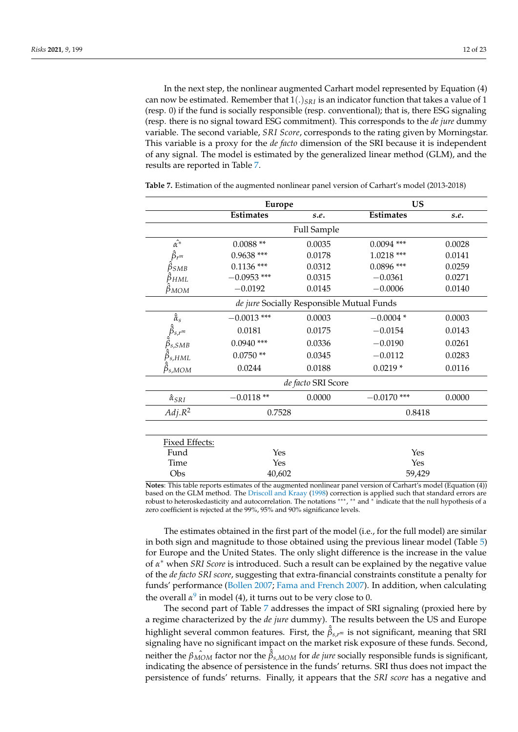In the next step, the nonlinear augmented Carhart model represented by Equation (4) can now be estimated. Remember that $1(.)_{SRI}$ is an indicator function that takes a value of 1 (resp. 0) if the fund is socially responsible (resp. conventional); that is, there ESG signaling (resp. there is no signal toward ESG commitment). This corresponds to the *de jure* dummy variable. The second variable, *SRI Score*, corresponds to the rating given by Morningstar. This variable is a proxy for the *de facto* dimension of the SRI because it is independent of any signal. The model is estimated by the generalized linear method (GLM), and the results are reported in Table 7.

**Table 7.** Estimation of the augmented nonlinear panel version of Carhart's model (2013-2018)

| | Europe | | US | |
|---|---|---|---|---|
| | **Estimates** | ***s.e.*** | **Estimates** | ***s.e.*** |
| **Full Sample** | | | | |
| $\hat{\alpha^*}$ | 0.0088 ** | 0.0035 | 0.0094 *** | 0.0028 |
| $\hat{\beta}_{r^m}$ | 0.9638 *** | 0.0178 | 1.0218 *** | 0.0141 |
| $\hat{\beta}_{SMB}$ | 0.1136 *** | 0.0312 | 0.0896 *** | 0.0259 |
| $\hat{\beta}_{HML}$ | −0.0953 *** | 0.0315 | −0.0361 | 0.0271 |
| $\hat{\beta}_{MOM}$ | −0.0192 | 0.0145 | −0.0006 | 0.0140 |
| ***de jure* Socially Responsible Mutual Funds** | | | | |
| $\hat{\tilde{\alpha}}_s$ | −0.0013 *** | 0.0003 | −0.0004 * | 0.0003 |
| $\hat{\tilde{\beta}}_{s,r^m}$ | 0.0181 | 0.0175 | −0.0154 | 0.0143 |
| $\hat{\tilde{\beta}}_{s,SMB}$ | 0.0940 *** | 0.0336 | −0.0190 | 0.0261 |
| $\hat{\tilde{\beta}}_{s,HML}$ | 0.0750 ** | 0.0345 | −0.0112 | 0.0283 |
| $\hat{\tilde{\beta}}_{s,MOM}$ | 0.0244 | 0.0188 | 0.0219 * | 0.0116 |
| ***de facto* SRI Score** | | | | |
| $\hat{\alpha}_{SRI}$ | −0.0118 ** | 0.0000 | −0.0170 *** | 0.0000 |
| $Adj.R^2$ | 0.7528 | | 0.8418 | |
| Fixed Effects: | | | | |
| Fund | Yes | | Yes | |
| Time | Yes | | Yes | |
| Obs | 40,602 | | 59,429 | |

**Notes**: This table reports estimates of the augmented nonlinear panel version of Carhart's model (Equation (4)) based on the GLM method. The Driscoll and Kraay (1998) correction is applied such that standard errors are robust to heteroskedasticity and autocorrelation. The notations ***, ** and * indicate that the null hypothesis of a zero coefficient is rejected at the 99%, 95% and 90% significance levels.

The estimates obtained in the first part of the model (i.e., for the full model) are similar in both sign and magnitude to those obtained using the previous linear model (Table 5) for Europe and the United States. The only slight difference is the increase in the value of $\alpha^*$ when *SRI Score* is introduced. Such a result can be explained by the negative value of the *de facto SRI score*, suggesting that extra-financial constraints constitute a penalty for funds' performance (Bollen 2007; Fama and French 2007). In addition, when calculating the overall $\alpha$[9] in model (4), it turns out to be very close to 0.

The second part of Table 7 addresses the impact of SRI signaling (proxied here by a regime characterized by the *de jure* dummy). The results between the US and Europe highlight several common features. First, the $\hat{\tilde{\beta}}_{s,r^m}$ is not significant, meaning that SRI signaling have no significant impact on the market risk exposure of these funds. Second, neither the $\hat{\beta_{MOM}}$ factor nor the $\hat{\tilde{\beta}}_{s,MOM}$ for *de jure* socially responsible funds is significant, indicating the absence of persistence in the funds' returns. SRI thus does not impact the persistence of funds' returns. Finally, it appears that the *SRI score* has a negative and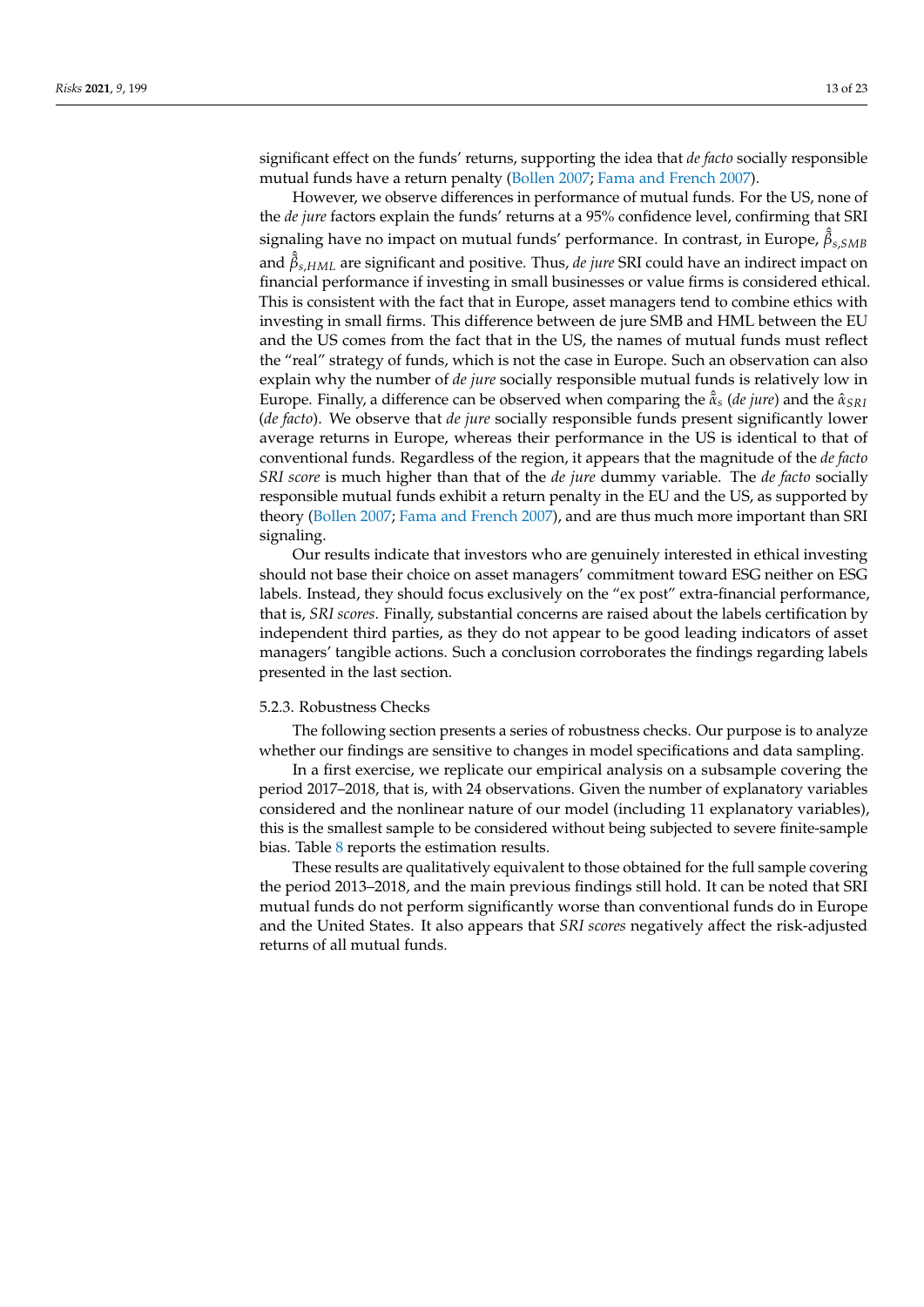significant effect on the funds' returns, supporting the idea that *de facto* socially responsible mutual funds have a return penalty (Bollen 2007; Fama and French 2007).

However, we observe differences in performance of mutual funds. For the US, none of the *de jure* factors explain the funds' returns at a 95% confidence level, confirming that SRI signaling have no impact on mutual funds' performance. In contrast, in Europe, $\hat{\hat{\beta}}_{s,SMB}$ and $\hat{\hat{\beta}}_{s,HML}$ are significant and positive. Thus, *de jure* SRI could have an indirect impact on financial performance if investing in small businesses or value firms is considered ethical. This is consistent with the fact that in Europe, asset managers tend to combine ethics with investing in small firms. This difference between de jure SMB and HML between the EU and the US comes from the fact that in the US, the names of mutual funds must reflect the "real" strategy of funds, which is not the case in Europe. Such an observation can also explain why the number of *de jure* socially responsible mutual funds is relatively low in Europe. Finally, a difference can be observed when comparing the $\hat{\hat{\alpha}}_s$ (*de jure*) and the $\hat{\alpha}_{SRI}$ (*de facto*). We observe that *de jure* socially responsible funds present significantly lower average returns in Europe, whereas their performance in the US is identical to that of conventional funds. Regardless of the region, it appears that the magnitude of the *de facto SRI score* is much higher than that of the *de jure* dummy variable. The *de facto* socially responsible mutual funds exhibit a return penalty in the EU and the US, as supported by theory (Bollen 2007; Fama and French 2007), and are thus much more important than SRI signaling.

Our results indicate that investors who are genuinely interested in ethical investing should not base their choice on asset managers' commitment toward ESG neither on ESG labels. Instead, they should focus exclusively on the "ex post" extra-financial performance, that is, *SRI scores*. Finally, substantial concerns are raised about the labels certification by independent third parties, as they do not appear to be good leading indicators of asset managers' tangible actions. Such a conclusion corroborates the findings regarding labels presented in the last section.

#### 5.2.3. Robustness Checks

The following section presents a series of robustness checks. Our purpose is to analyze whether our findings are sensitive to changes in model specifications and data sampling.

In a first exercise, we replicate our empirical analysis on a subsample covering the period 2017–2018, that is, with 24 observations. Given the number of explanatory variables considered and the nonlinear nature of our model (including 11 explanatory variables), this is the smallest sample to be considered without being subjected to severe finite-sample bias. Table 8 reports the estimation results.

These results are qualitatively equivalent to those obtained for the full sample covering the period 2013–2018, and the main previous findings still hold. It can be noted that SRI mutual funds do not perform significantly worse than conventional funds do in Europe and the United States. It also appears that *SRI scores* negatively affect the risk-adjusted returns of all mutual funds.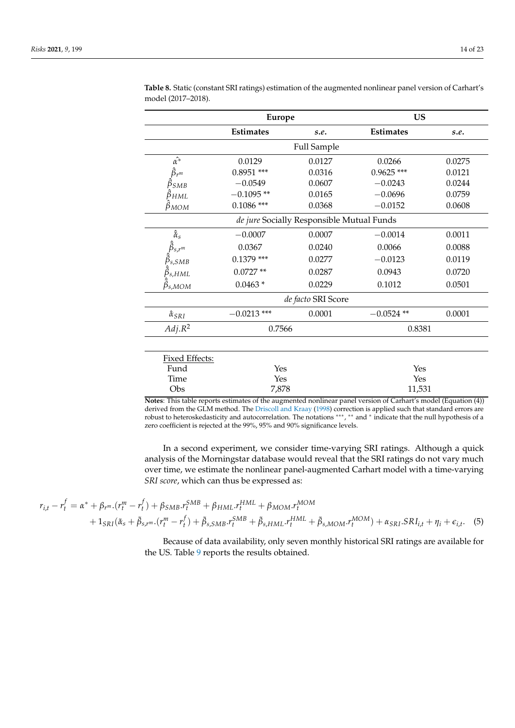**Table 8.** Static (constant SRI ratings) estimation of the augmented nonlinear panel version of Carhart's model (2017–2018).

| | Europe | | US | |
|---|---|---|---|---|
| | **Estimates** | ***s.e.*** | **Estimates** | ***s.e.*** |
| | Full Sample | | | |
| $\hat{\alpha^*}$ | 0.0129 | 0.0127 | 0.0266 | 0.0275 |
| $\hat{\beta}_{r^m}$ | 0.8951 *** | 0.0316 | 0.9625 *** | 0.0121 |
| $\hat{\beta}_{SMB}$ | −0.0549 | 0.0607 | −0.0243 | 0.0244 |
| $\hat{\beta}_{HML}$ | −0.1095 ** | 0.0165 | −0.0696 | 0.0759 |
| $\hat{\beta}_{MOM}$ | 0.1086 *** | 0.0368 | −0.0152 | 0.0608 |
| | *de jure* Socially Responsible Mutual Funds | | | |
| $\hat{\tilde{\alpha}}_s$ | −0.0007 | 0.0007 | −0.0014 | 0.0011 |
| $\hat{\tilde{\beta}}_{s,r^m}$ | 0.0367 | 0.0240 | 0.0066 | 0.0088 |
| $\hat{\tilde{\beta}}_{s,SMB}$ | 0.1379 *** | 0.0277 | −0.0123 | 0.0119 |
| $\hat{\tilde{\beta}}_{s,HML}$ | 0.0727 ** | 0.0287 | 0.0943 | 0.0720 |
| $\hat{\tilde{\beta}}_{s,MOM}$ | 0.0463 * | 0.0229 | 0.1012 | 0.0501 |
| | *de facto* SRI Score | | | |
| $\hat{\alpha}_{SRI}$ | −0.0213 *** | 0.0001 | −0.0524 ** | 0.0001 |
| $Adj.R^2$ | 0.7566 | | 0.8381 | |
| Fixed Effects: | | | | |
| Fund | Yes | | Yes | |
| Time | Yes | | Yes | |
| Obs | 7,878 | | 11,531 | |

**Notes**: This table reports estimates of the augmented nonlinear panel version of Carhart's model (Equation (4)) derived from the GLM method. The Driscoll and Kraay (1998) correction is applied such that standard errors are robust to heteroskedasticity and autocorrelation. The notations ***, ** and * indicate that the null hypothesis of a zero coefficient is rejected at the 99%, 95% and 90% significance levels.

In a second experiment, we consider time-varying SRI ratings. Although a quick analysis of the Morningstar database would reveal that the SRI ratings do not vary much over time, we estimate the nonlinear panel-augmented Carhart model with a time-varying *SRI score*, which can thus be expressed as:

$$
\begin{aligned}
r_{i,t} - r_t^f = {} & \alpha^* + \beta_{r^m}.(r_t^m - r_t^f) + \beta_{SMB}.r_t^{SMB} + \beta_{HML}.r_t^{HML} + \beta_{MOM}.r_t^{MOM} \\
& + 1_{SRI}(\tilde{\alpha}_s + \tilde{\beta}_{s,r^m}.(r_t^m - r_t^f) + \tilde{\beta}_{s,SMB}.r_t^{SMB} + \tilde{\beta}_{s,HML}.r_t^{HML} + \tilde{\beta}_{s,MOM}.r_t^{MOM}) + \alpha_{SRI}.SRI_{i,t} + \eta_i + \epsilon_{i,t}.
\end{aligned} \quad (5)
$$

Because of data availability, only seven monthly historical SRI ratings are available for the US. Table 9 reports the results obtained.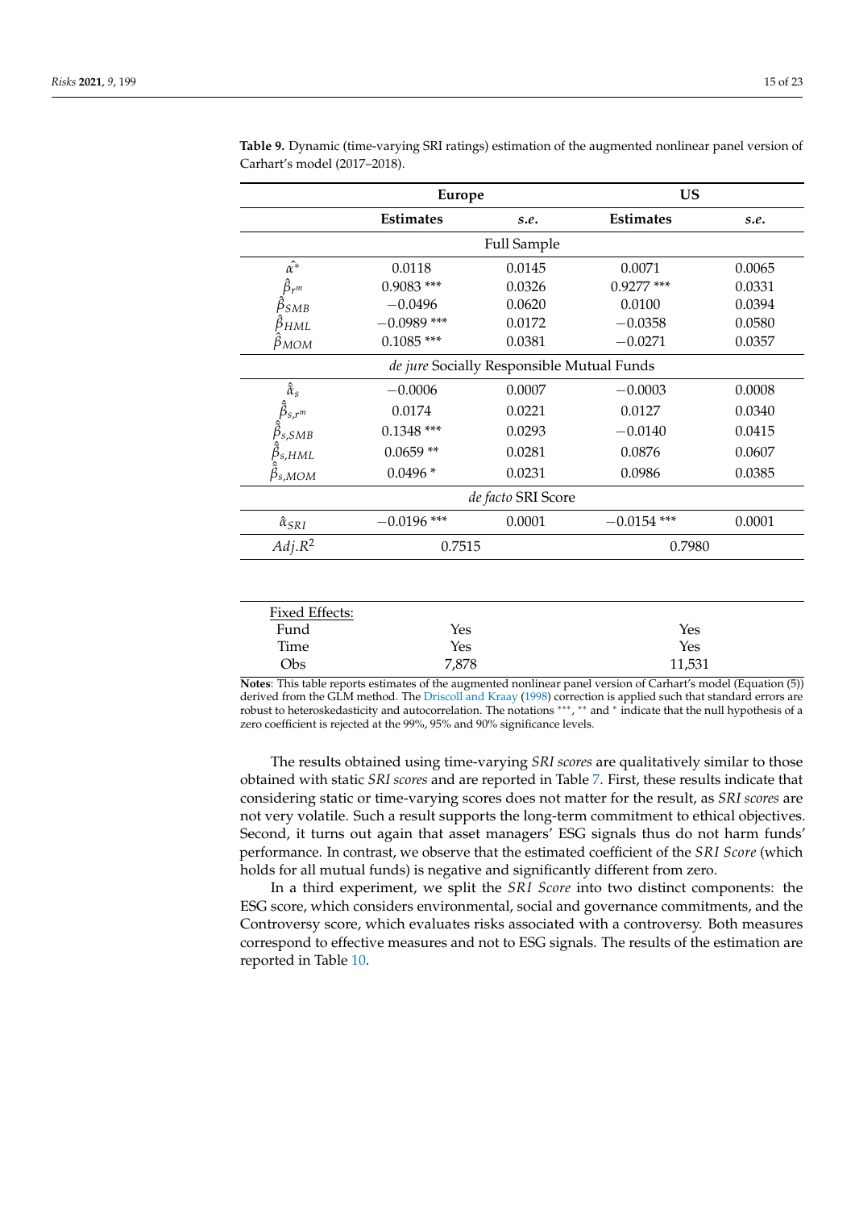**Table 9.** Dynamic (time-varying SRI ratings) estimation of the augmented nonlinear panel version of Carhart's model (2017–2018).

| | Europe | | US | |
|---|---|---|---|---|
| | **Estimates** | ***s.e.*** | **Estimates** | ***s.e.*** |
| | | Full Sample | | |
| $\hat{\alpha}^*$ | 0.0118 | 0.0145 | 0.0071 | 0.0065 |
| $\hat{\beta}_{r^m}$ | 0.9083 *** | 0.0326 | 0.9277 *** | 0.0331 |
| $\hat{\beta}_{SMB}$ | −0.0496 | 0.0620 | 0.0100 | 0.0394 |
| $\hat{\beta}_{HML}$ | −0.0989 *** | 0.0172 | −0.0358 | 0.0580 |
| $\hat{\beta}_{MOM}$ | 0.1085 *** | 0.0381 | −0.0271 | 0.0357 |
| | | *de jure* Socially Responsible Mutual Funds | | |
| $\hat{\tilde{\alpha}}_s$ | −0.0006 | 0.0007 | −0.0003 | 0.0008 |
| $\hat{\tilde{\beta}}_{s,r^m}$ | 0.0174 | 0.0221 | 0.0127 | 0.0340 |
| $\hat{\tilde{\beta}}_{s,SMB}$ | 0.1348 *** | 0.0293 | −0.0140 | 0.0415 |
| $\hat{\tilde{\beta}}_{s,HML}$ | 0.0659 ** | 0.0281 | 0.0876 | 0.0607 |
| $\hat{\tilde{\beta}}_{s,MOM}$ | 0.0496 * | 0.0231 | 0.0986 | 0.0385 |
| | | *de facto* SRI Score | | |
| $\hat{\alpha}_{SRI}$ | −0.0196 *** | 0.0001 | −0.0154 *** | 0.0001 |
| $Adj.R^2$ | 0.7515 | | 0.7980 | |
| Fixed Effects: | | | | |
| Fund | Yes | | Yes | |
| Time | Yes | | Yes | |
| Obs | 7,878 | | 11,531 | |

**Notes**: This table reports estimates of the augmented nonlinear panel version of Carhart's model (Equation (5)) derived from the GLM method. The Driscoll and Kraay (1998) correction is applied such that standard errors are robust to heteroskedasticity and autocorrelation. The notations ***, ** and * indicate that the null hypothesis of a zero coefficient is rejected at the 99%, 95% and 90% significance levels.

The results obtained using time-varying *SRI scores* are qualitatively similar to those obtained with static *SRI scores* and are reported in Table 7. First, these results indicate that considering static or time-varying scores does not matter for the result, as *SRI scores* are not very volatile. Such a result supports the long-term commitment to ethical objectives. Second, it turns out again that asset managers' ESG signals thus do not harm funds' performance. In contrast, we observe that the estimated coefficient of the *SRI Score* (which holds for all mutual funds) is negative and significantly different from zero.

In a third experiment, we split the *SRI Score* into two distinct components: the ESG score, which considers environmental, social and governance commitments, and the Controversy score, which evaluates risks associated with a controversy. Both measures correspond to effective measures and not to ESG signals. The results of the estimation are reported in Table 10.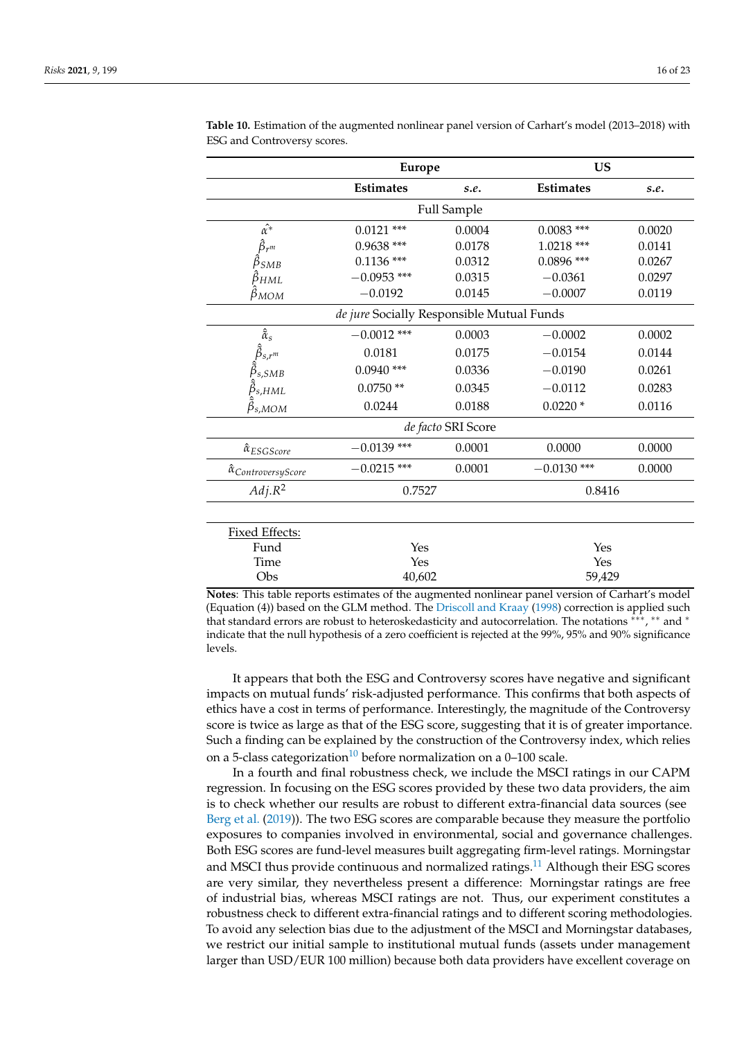**Table 10.** Estimation of the augmented nonlinear panel version of Carhart's model (2013–2018) with ESG and Controversy scores.

| | Europe | | US | |
|---|---|---|---|---|
| | **Estimates** | *s.e.* | **Estimates** | *s.e.* |
| | | Full Sample | | |
| $\hat{\alpha}^*$ | 0.0121 *** | 0.0004 | 0.0083 *** | 0.0020 |
| $\hat{\beta}_{r^m}$ | 0.9638 *** | 0.0178 | 1.0218 *** | 0.0141 |
| $\hat{\beta}_{SMB}$ | 0.1136 *** | 0.0312 | 0.0896 *** | 0.0267 |
| $\hat{\beta}_{HML}$ | −0.0953 *** | 0.0315 | −0.0361 | 0.0297 |
| $\hat{\beta}_{MOM}$ | −0.0192 | 0.0145 | −0.0007 | 0.0119 |
| | | *de jure* Socially Responsible Mutual Funds | | |
| $\hat{\hat{\alpha}}_s$ | −0.0012 *** | 0.0003 | −0.0002 | 0.0002 |
| $\hat{\hat{\beta}}_{s,r^m}$ | 0.0181 | 0.0175 | −0.0154 | 0.0144 |
| $\hat{\hat{\beta}}_{s,SMB}$ | 0.0940 *** | 0.0336 | −0.0190 | 0.0261 |
| $\hat{\hat{\beta}}_{s,HML}$ | 0.0750 ** | 0.0345 | −0.0112 | 0.0283 |
| $\hat{\hat{\beta}}_{s,MOM}$ | 0.0244 | 0.0188 | 0.0220 * | 0.0116 |
| | | *de facto* SRI Score | | |
| $\hat{\alpha}_{ESGScore}$ | −0.0139 *** | 0.0001 | 0.0000 | 0.0000 |
| $\hat{\alpha}_{ControversyScore}$ | −0.0215 *** | 0.0001 | −0.0130 *** | 0.0000 |
| $Adj.R^2$ | 0.7527 | | 0.8416 | |
| Fixed Effects: | | | | |
| Fund | Yes | | Yes | |
| Time | Yes | | Yes | |
| Obs | 40,602 | | 59,429 | |

**Notes**: This table reports estimates of the augmented nonlinear panel version of Carhart's model (Equation (4)) based on the GLM method. The Driscoll and Kraay (1998) correction is applied such that standard errors are robust to heteroskedasticity and autocorrelation. The notations ***, ** and * indicate that the null hypothesis of a zero coefficient is rejected at the 99%, 95% and 90% significance levels.

It appears that both the ESG and Controversy scores have negative and significant impacts on mutual funds' risk-adjusted performance. This confirms that both aspects of ethics have a cost in terms of performance. Interestingly, the magnitude of the Controversy score is twice as large as that of the ESG score, suggesting that it is of greater importance. Such a finding can be explained by the construction of the Controversy index, which relies on a 5-class categorization[10] before normalization on a 0–100 scale.

In a fourth and final robustness check, we include the MSCI ratings in our CAPM regression. In focusing on the ESG scores provided by these two data providers, the aim is to check whether our results are robust to different extra-financial data sources (see Berg et al. (2019)). The two ESG scores are comparable because they measure the portfolio exposures to companies involved in environmental, social and governance challenges. Both ESG scores are fund-level measures built aggregating firm-level ratings. Morningstar and MSCI thus provide continuous and normalized ratings.[11] Although their ESG scores are very similar, they nevertheless present a difference: Morningstar ratings are free of industrial bias, whereas MSCI ratings are not. Thus, our experiment constitutes a robustness check to different extra-financial ratings and to different scoring methodologies. To avoid any selection bias due to the adjustment of the MSCI and Morningstar databases, we restrict our initial sample to institutional mutual funds (assets under management larger than USD/EUR 100 million) because both data providers have excellent coverage on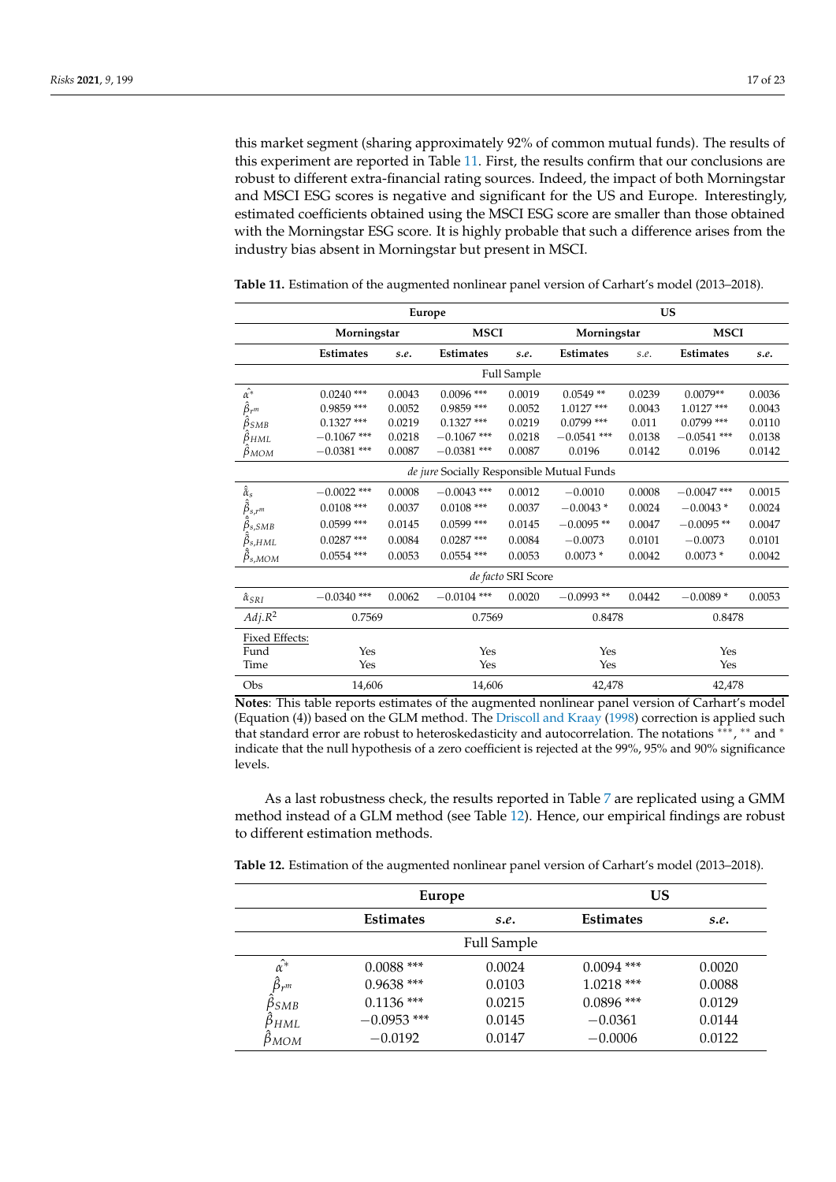this market segment (sharing approximately 92% of common mutual funds). The results of this experiment are reported in Table 11. First, the results confirm that our conclusions are robust to different extra-financial rating sources. Indeed, the impact of both Morningstar and MSCI ESG scores is negative and significant for the US and Europe. Interestingly, estimated coefficients obtained using the MSCI ESG score are smaller than those obtained with the Morningstar ESG score. It is highly probable that such a difference arises from the industry bias absent in Morningstar but present in MSCI.

**Table 11.** Estimation of the augmented nonlinear panel version of Carhart's model (2013–2018).

| | Europe | | | | US | | | |
|---|---|---|---|---|---|---|---|---|
| | Morningstar | | MSCI | | Morningstar | | MSCI | |
| | **Estimates** | ***s.e.*** | **Estimates** | ***s.e.*** | **Estimates** | *s.e.* | **Estimates** | ***s.e.*** |
| | | | | Full Sample | | | | |
| $\hat{\alpha}^*$ | 0.0240 *** | 0.0043 | 0.0096 *** | 0.0019 | 0.0549 ** | 0.0239 | 0.0079** | 0.0036 |
| $\hat{\beta}_{r^m}$ | 0.9859 *** | 0.0052 | 0.9859 *** | 0.0052 | 1.0127 *** | 0.0043 | 1.0127 *** | 0.0043 |
| $\hat{\beta}_{SMB}$ | 0.1327 *** | 0.0219 | 0.1327 *** | 0.0219 | 0.0799 *** | 0.011 | 0.0799 *** | 0.0110 |
| $\hat{\beta}_{HML}$ | −0.1067 *** | 0.0218 | −0.1067 *** | 0.0218 | −0.0541 *** | 0.0138 | −0.0541 *** | 0.0138 |
| $\hat{\beta}_{MOM}$ | −0.0381 *** | 0.0087 | −0.0381 *** | 0.0087 | 0.0196 | 0.0142 | 0.0196 | 0.0142 |
| | | | | *de jure* Socially Responsible Mutual Funds | | | | |
| $\hat{\hat{\alpha}}_s$ | −0.0022 *** | 0.0008 | −0.0043 *** | 0.0012 | −0.0010 | 0.0008 | −0.0047 *** | 0.0015 |
| $\hat{\hat{\beta}}_{s,r^m}$ | 0.0108 *** | 0.0037 | 0.0108 *** | 0.0037 | −0.0043 * | 0.0024 | −0.0043 * | 0.0024 |
| $\hat{\hat{\beta}}_{s,SMB}$ | 0.0599 *** | 0.0145 | 0.0599 *** | 0.0145 | −0.0095 ** | 0.0047 | −0.0095 ** | 0.0047 |
| $\hat{\hat{\beta}}_{s,HML}$ | 0.0287 *** | 0.0084 | 0.0287 *** | 0.0084 | −0.0073 | 0.0101 | −0.0073 | 0.0101 |
| $\hat{\hat{\beta}}_{s,MOM}$ | 0.0554 *** | 0.0053 | 0.0554 *** | 0.0053 | 0.0073 * | 0.0042 | 0.0073 * | 0.0042 |
| | | | | *de facto* SRI Score | | | | |
| $\hat{\alpha}_{SRI}$ | −0.0340 *** | 0.0062 | −0.0104 *** | 0.0020 | −0.0993 ** | 0.0442 | −0.0089 * | 0.0053 |
| $Adj.R^2$ | 0.7569 | | 0.7569 | | 0.8478 | | 0.8478 | |
| Fixed Effects: | | | | | | | | |
| Fund | Yes | | Yes | | Yes | | Yes | |
| Time | Yes | | Yes | | Yes | | Yes | |
| Obs | 14,606 | | 14,606 | | 42,478 | | 42,478 | |

**Notes**: This table reports estimates of the augmented nonlinear panel version of Carhart's model (Equation (4)) based on the GLM method. The Driscoll and Kraay (1998) correction is applied such that standard error are robust to heteroskedasticity and autocorrelation. The notations ***, ** and * indicate that the null hypothesis of a zero coefficient is rejected at the 99%, 95% and 90% significance levels.

As a last robustness check, the results reported in Table 7 are replicated using a GMM method instead of a GLM method (see Table 12). Hence, our empirical findings are robust to different estimation methods.

**Table 12.** Estimation of the augmented nonlinear panel version of Carhart's model (2013–2018).

| | Europe | | US | |
|---|---|---|---|---|
| | **Estimates** | ***s.e.*** | **Estimates** | ***s.e.*** |
| | | Full Sample | | |
| $\hat{\alpha}^*$ | 0.0088 *** | 0.0024 | 0.0094 *** | 0.0020 |
| $\hat{\beta}_{r^m}$ | 0.9638 *** | 0.0103 | 1.0218 *** | 0.0088 |
| $\hat{\beta}_{SMB}$ | 0.1136 *** | 0.0215 | 0.0896 *** | 0.0129 |
| $\hat{\beta}_{HML}$ | −0.0953 *** | 0.0145 | −0.0361 | 0.0144 |
| $\hat{\beta}_{MOM}$ | −0.0192 | 0.0147 | −0.0006 | 0.0122 |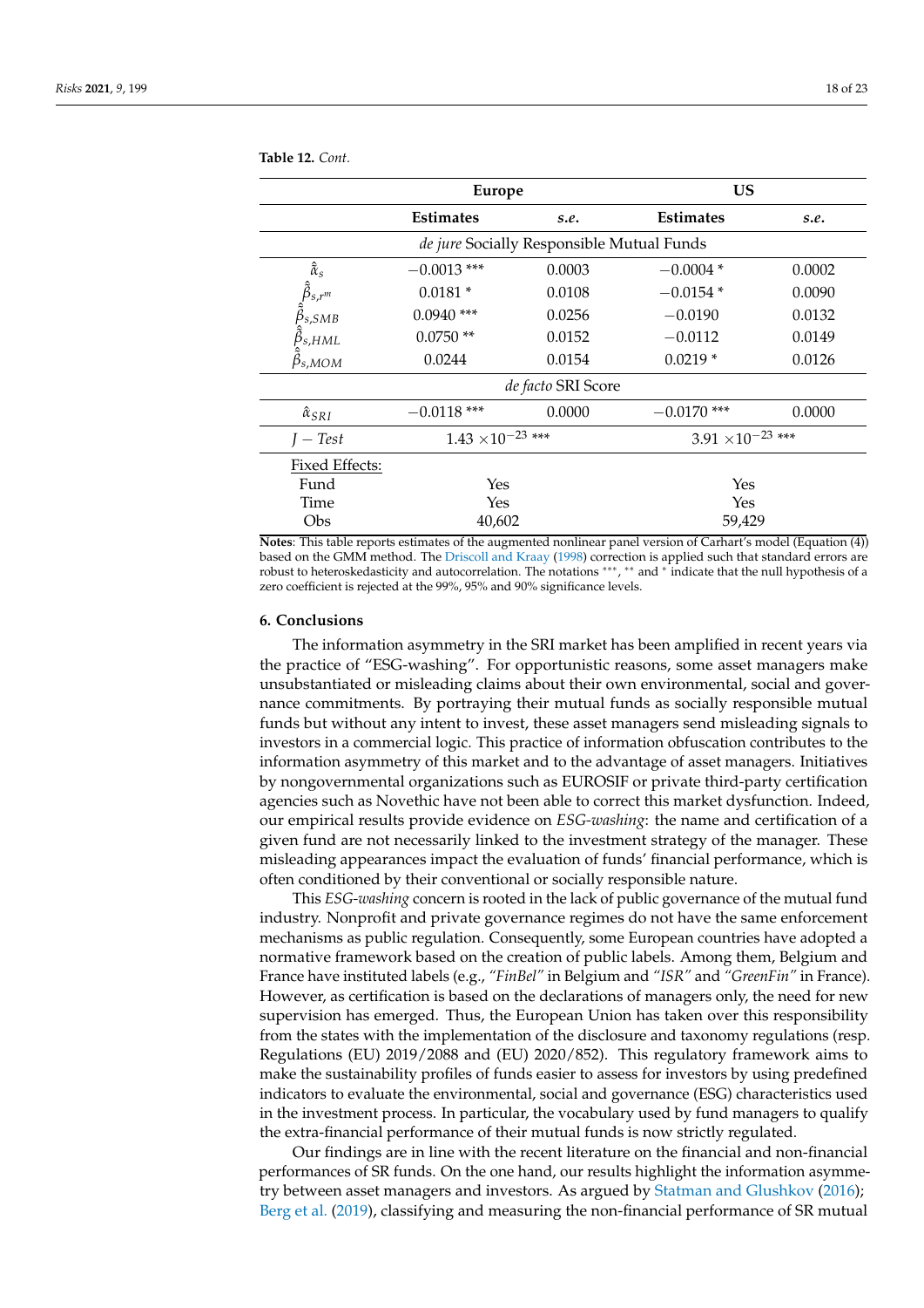**Table 12.** *Cont.*

| | Europe | | US | |
|---|---|---|---|---|
| | **Estimates** | *s.e.* | **Estimates** | *s.e.* |
| *de jure* Socially Responsible Mutual Funds | | | | |
| $\hat{\hat{\alpha}}_s$ | −0.0013 *** | 0.0003 | −0.0004 * | 0.0002 |
| $\hat{\hat{\beta}}_{s,r^m}$ | 0.0181 * | 0.0108 | −0.0154 * | 0.0090 |
| $\hat{\hat{\beta}}_{s,SMB}$ | 0.0940 *** | 0.0256 | −0.0190 | 0.0132 |
| $\hat{\hat{\beta}}_{s,HML}$ | 0.0750 ** | 0.0152 | −0.0112 | 0.0149 |
| $\hat{\hat{\beta}}_{s,MOM}$ | 0.0244 | 0.0154 | 0.0219 * | 0.0126 |
| *de facto* SRI Score | | | | |
| $\hat{\alpha}_{SRI}$ | −0.0118 *** | 0.0000 | −0.0170 *** | 0.0000 |
| $J - Test$ | $1.43 \times 10^{-23}$ *** | | $3.91 \times 10^{-23}$ *** | |
| Fixed Effects: | | | | |
| Fund | Yes | | Yes | |
| Time | Yes | | Yes | |
| Obs | 40,602 | | 59,429 | |

**Notes**: This table reports estimates of the augmented nonlinear panel version of Carhart's model (Equation (4)) based on the GMM method. The Driscoll and Kraay (1998) correction is applied such that standard errors are robust to heteroskedasticity and autocorrelation. The notations ***, ** and * indicate that the null hypothesis of a zero coefficient is rejected at the 99%, 95% and 90% significance levels.

## 6. Conclusions

The information asymmetry in the SRI market has been amplified in recent years via the practice of "ESG-washing". For opportunistic reasons, some asset managers make unsubstantiated or misleading claims about their own environmental, social and governance commitments. By portraying their mutual funds as socially responsible mutual funds but without any intent to invest, these asset managers send misleading signals to investors in a commercial logic. This practice of information obfuscation contributes to the information asymmetry of this market and to the advantage of asset managers. Initiatives by nongovernmental organizations such as EUROSIF or private third-party certification agencies such as Novethic have not been able to correct this market dysfunction. Indeed, our empirical results provide evidence on *ESG-washing*: the name and certification of a given fund are not necessarily linked to the investment strategy of the manager. These misleading appearances impact the evaluation of funds' financial performance, which is often conditioned by their conventional or socially responsible nature.

This *ESG-washing* concern is rooted in the lack of public governance of the mutual fund industry. Nonprofit and private governance regimes do not have the same enforcement mechanisms as public regulation. Consequently, some European countries have adopted a normative framework based on the creation of public labels. Among them, Belgium and France have instituted labels (e.g., *"FinBel"* in Belgium and *"ISR"* and *"GreenFin"* in France). However, as certification is based on the declarations of managers only, the need for new supervision has emerged. Thus, the European Union has taken over this responsibility from the states with the implementation of the disclosure and taxonomy regulations (resp. Regulations (EU) 2019/2088 and (EU) 2020/852). This regulatory framework aims to make the sustainability profiles of funds easier to assess for investors by using predefined indicators to evaluate the environmental, social and governance (ESG) characteristics used in the investment process. In particular, the vocabulary used by fund managers to qualify the extra-financial performance of their mutual funds is now strictly regulated.

Our findings are in line with the recent literature on the financial and non-financial performances of SR funds. On the one hand, our results highlight the information asymmetry between asset managers and investors. As argued by Statman and Glushkov (2016); Berg et al. (2019), classifying and measuring the non-financial performance of SR mutual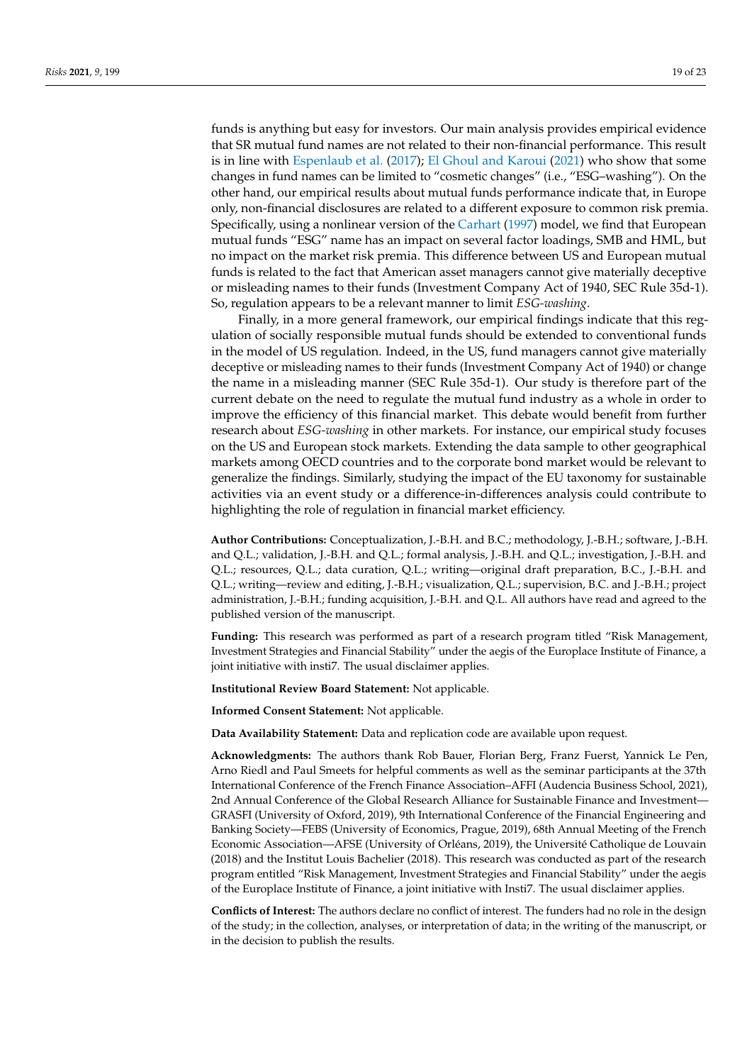funds is anything but easy for investors. Our main analysis provides empirical evidence that SR mutual fund names are not related to their non-financial performance. This result is in line with Espenlaub et al. (2017); El Ghoul and Karoui (2021) who show that some changes in fund names can be limited to "cosmetic changes" (i.e., "ESG–washing"). On the other hand, our empirical results about mutual funds performance indicate that, in Europe only, non-financial disclosures are related to a different exposure to common risk premia. Specifically, using a nonlinear version of the Carhart (1997) model, we find that European mutual funds "ESG" name has an impact on several factor loadings, SMB and HML, but no impact on the market risk premia. This difference between US and European mutual funds is related to the fact that American asset managers cannot give materially deceptive or misleading names to their funds (Investment Company Act of 1940, SEC Rule 35d-1). So, regulation appears to be a relevant manner to limit *ESG-washing*.

Finally, in a more general framework, our empirical findings indicate that this regulation of socially responsible mutual funds should be extended to conventional funds in the model of US regulation. Indeed, in the US, fund managers cannot give materially deceptive or misleading names to their funds (Investment Company Act of 1940) or change the name in a misleading manner (SEC Rule 35d-1). Our study is therefore part of the current debate on the need to regulate the mutual fund industry as a whole in order to improve the efficiency of this financial market. This debate would benefit from further research about *ESG-washing* in other markets. For instance, our empirical study focuses on the US and European stock markets. Extending the data sample to other geographical markets among OECD countries and to the corporate bond market would be relevant to generalize the findings. Similarly, studying the impact of the EU taxonomy for sustainable activities via an event study or a difference-in-differences analysis could contribute to highlighting the role of regulation in financial market efficiency.

**Author Contributions:** Conceptualization, J.-B.H. and B.C.; methodology, J.-B.H.; software, J.-B.H. and Q.L.; validation, J.-B.H. and Q.L.; formal analysis, J.-B.H. and Q.L.; investigation, J.-B.H. and Q.L.; resources, Q.L.; data curation, Q.L.; writing—original draft preparation, B.C., J.-B.H. and Q.L.; writing—review and editing, J.-B.H.; visualization, Q.L.; supervision, B.C. and J.-B.H.; project administration, J.-B.H.; funding acquisition, J.-B.H. and Q.L. All authors have read and agreed to the published version of the manuscript.

**Funding:** This research was performed as part of a research program titled "Risk Management, Investment Strategies and Financial Stability" under the aegis of the Europlace Institute of Finance, a joint initiative with insti7. The usual disclaimer applies.

**Institutional Review Board Statement:** Not applicable.

**Informed Consent Statement:** Not applicable.

**Data Availability Statement:** Data and replication code are available upon request.

**Acknowledgments:** The authors thank Rob Bauer, Florian Berg, Franz Fuerst, Yannick Le Pen, Arno Riedl and Paul Smeets for helpful comments as well as the seminar participants at the 37th International Conference of the French Finance Association–AFFI (Audencia Business School, 2021), 2nd Annual Conference of the Global Research Alliance for Sustainable Finance and Investment—GRASFI (University of Oxford, 2019), 9th International Conference of the Financial Engineering and Banking Society—FEBS (University of Economics, Prague, 2019), 68th Annual Meeting of the French Economic Association—AFSE (University of Orléans, 2019), the Université Catholique de Louvain (2018) and the Institut Louis Bachelier (2018). This research was conducted as part of the research program entitled "Risk Management, Investment Strategies and Financial Stability" under the aegis of the Europlace Institute of Finance, a joint initiative with Insti7. The usual disclaimer applies.

**Conflicts of Interest:** The authors declare no conflict of interest. The funders had no role in the design of the study; in the collection, analyses, or interpretation of data; in the writing of the manuscript, or in the decision to publish the results.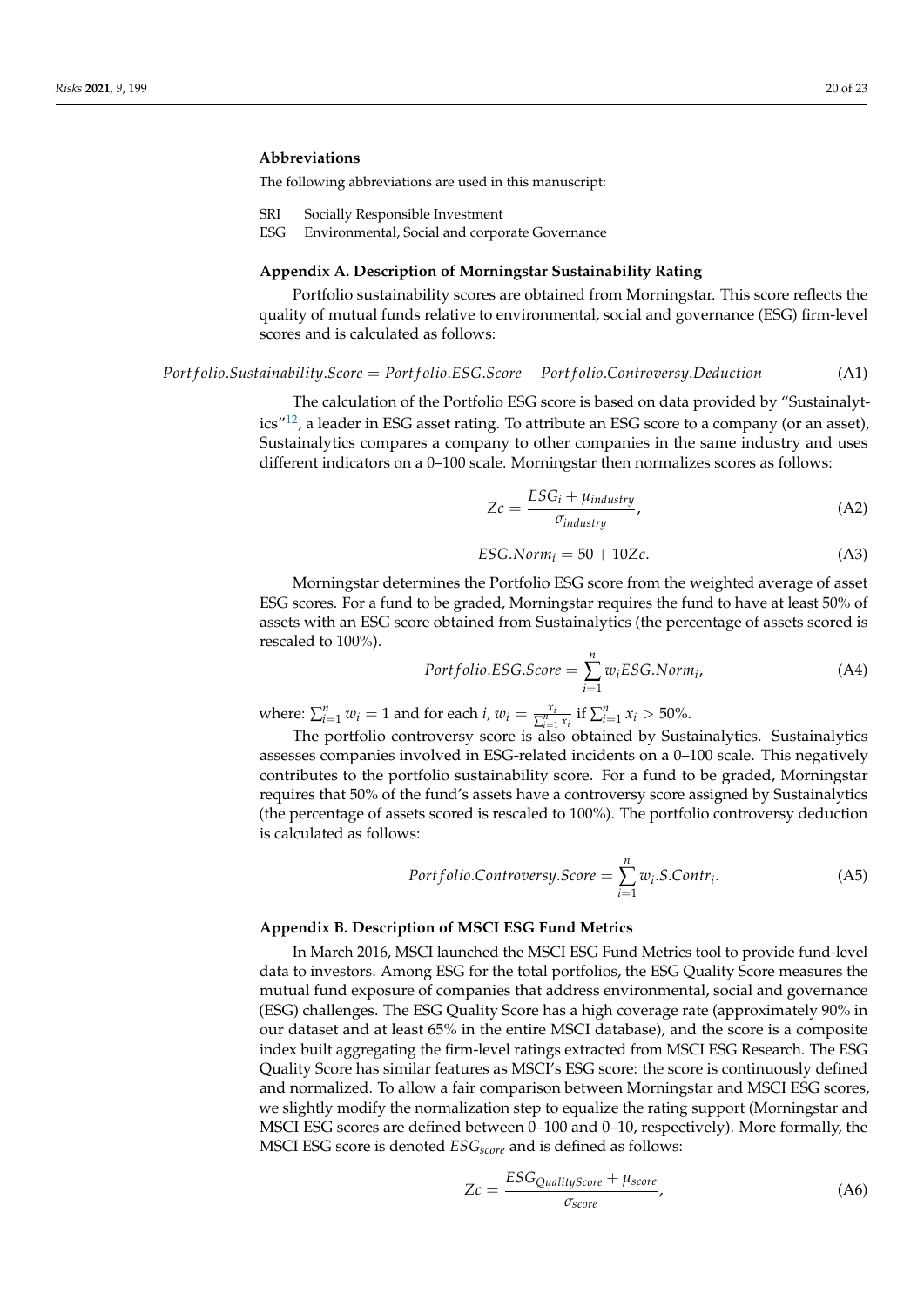## Abbreviations

The following abbreviations are used in this manuscript:

SRI Socially Responsible Investment
ESG Environmental, Social and corporate Governance

## Appendix A. Description of Morningstar Sustainability Rating

Portfolio sustainability scores are obtained from Morningstar. This score reflects the quality of mutual funds relative to environmental, social and governance (ESG) firm-level scores and is calculated as follows:

$$Portfolio.Sustainability.Score = Portfolio.ESG.Score - Portfolio.Controversy.Deduction \tag{A1}$$

The calculation of the Portfolio ESG score is based on data provided by "Sustainalytics"[12], a leader in ESG asset rating. To attribute an ESG score to a company (or an asset), Sustainalytics compares a company to other companies in the same industry and uses different indicators on a 0–100 scale. Morningstar then normalizes scores as follows:

$$Zc = \frac{ESG_i + \mu_{industry}}{\sigma_{industry}}, \tag{A2}$$

$$ESG.Norm_i = 50 + 10Zc. \tag{A3}$$

Morningstar determines the Portfolio ESG score from the weighted average of asset ESG scores. For a fund to be graded, Morningstar requires the fund to have at least 50% of assets with an ESG score obtained from Sustainalytics (the percentage of assets scored is rescaled to 100%).

$$Portfolio.ESG.Score = \sum_{i=1}^{n} w_i ESG.Norm_i, \tag{A4}$$

where: $\sum_{i=1}^{n} w_i = 1$ and for each $i$, $w_i = \frac{x_i}{\sum_{i=1}^{n} x_i}$ if $\sum_{i=1}^{n} x_i > 50\%$.

The portfolio controversy score is also obtained by Sustainalytics. Sustainalytics assesses companies involved in ESG-related incidents on a 0–100 scale. This negatively contributes to the portfolio sustainability score. For a fund to be graded, Morningstar requires that 50% of the fund's assets have a controversy score assigned by Sustainalytics (the percentage of assets scored is rescaled to 100%). The portfolio controversy deduction is calculated as follows:

$$Portfolio.Controversy.Score = \sum_{i=1}^{n} w_i.S.Contr_i. \tag{A5}$$

## Appendix B. Description of MSCI ESG Fund Metrics

In March 2016, MSCI launched the MSCI ESG Fund Metrics tool to provide fund-level data to investors. Among ESG for the total portfolios, the ESG Quality Score measures the mutual fund exposure of companies that address environmental, social and governance (ESG) challenges. The ESG Quality Score has a high coverage rate (approximately 90% in our dataset and at least 65% in the entire MSCI database), and the score is a composite index built aggregating the firm-level ratings extracted from MSCI ESG Research. The ESG Quality Score has similar features as MSCI's ESG score: the score is continuously defined and normalized. To allow a fair comparison between Morningstar and MSCI ESG scores, we slightly modify the normalization step to equalize the rating support (Morningstar and MSCI ESG scores are defined between 0–100 and 0–10, respectively). More formally, the MSCI ESG score is denoted $ESG_{score}$ and is defined as follows:

$$Zc = \frac{ESG_{QualityScore} + \mu_{score}}{\sigma_{score}}, \tag{A6}$$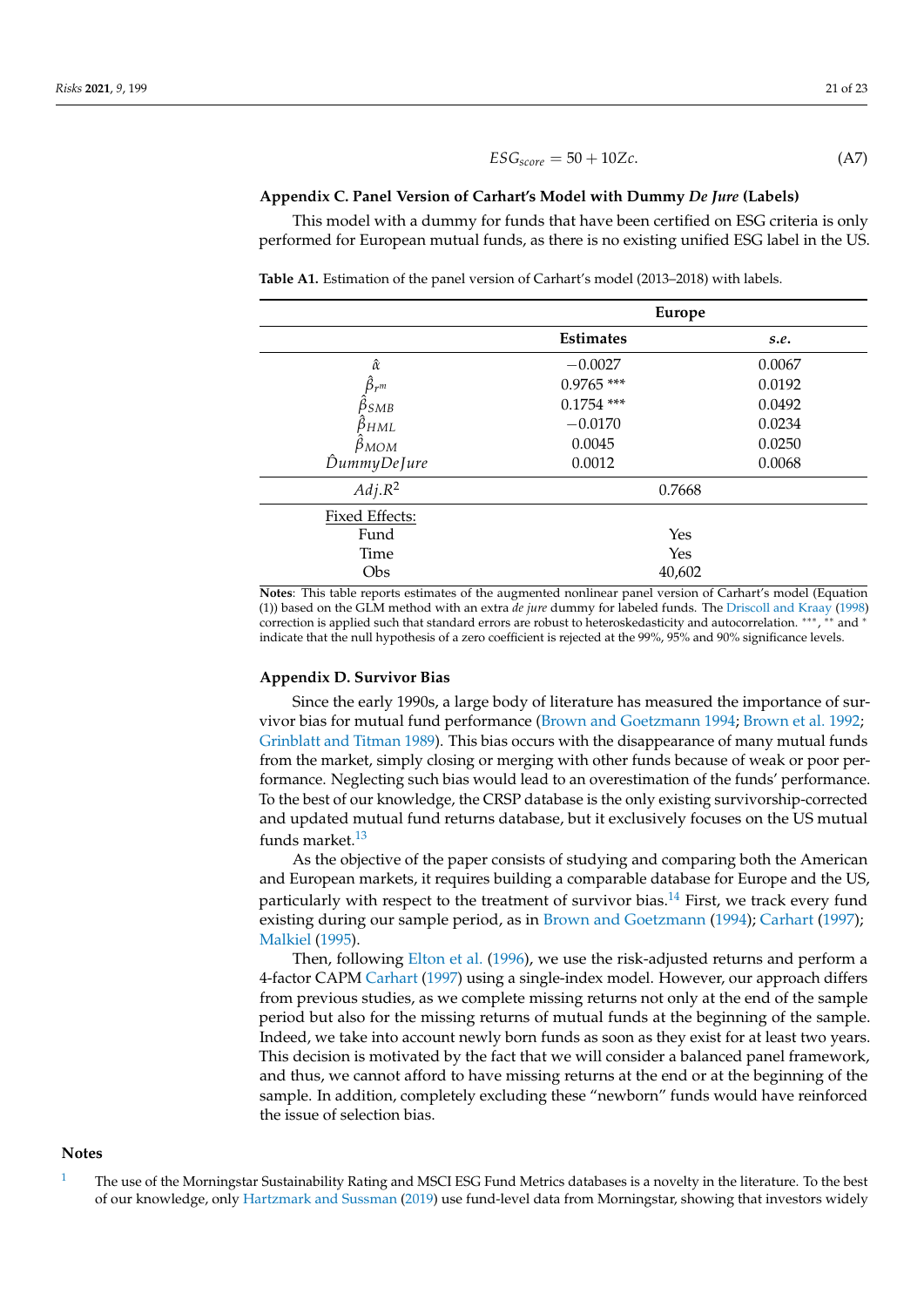$$ESG_{score} = 50 + 10Zc. \quad \text{(A7)}$$

## Appendix C. Panel Version of Carhart's Model with Dummy *De Jure* (Labels)

This model with a dummy for funds that have been certified on ESG criteria is only performed for European mutual funds, as there is no existing unified ESG label in the US.

**Table A1.** Estimation of the panel version of Carhart's model (2013–2018) with labels.

| | Europe | |
|---|---|---|
| | **Estimates** | ***s.e.*** |
| $\hat{\alpha}$ | −0.0027 | 0.0067 |
| $\hat{\beta}_{r^m}$ | 0.9765 *** | 0.0192 |
| $\hat{\beta}_{SMB}$ | 0.1754 *** | 0.0492 |
| $\hat{\beta}_{HML}$ | −0.0170 | 0.0234 |
| $\hat{\beta}_{MOM}$ | 0.0045 | 0.0250 |
| $\hat{D}ummyDeJure$ | 0.0012 | 0.0068 |
| $Adj.R^2$ | 0.7668 | |
| Fixed Effects: | | |
| Fund | Yes | |
| Time | Yes | |
| Obs | 40,602 | |

**Notes**: This table reports estimates of the augmented nonlinear panel version of Carhart's model (Equation (1)) based on the GLM method with an extra *de jure* dummy for labeled funds. The Driscoll and Kraay (1998) correction is applied such that standard errors are robust to heteroskedasticity and autocorrelation. ***, ** and * indicate that the null hypothesis of a zero coefficient is rejected at the 99%, 95% and 90% significance levels.

## Appendix D. Survivor Bias

Since the early 1990s, a large body of literature has measured the importance of survivor bias for mutual fund performance (Brown and Goetzmann 1994; Brown et al. 1992; Grinblatt and Titman 1989). This bias occurs with the disappearance of many mutual funds from the market, simply closing or merging with other funds because of weak or poor performance. Neglecting such bias would lead to an overestimation of the funds' performance. To the best of our knowledge, the CRSP database is the only existing survivorship-corrected and updated mutual fund returns database, but it exclusively focuses on the US mutual funds market.[13]

As the objective of the paper consists of studying and comparing both the American and European markets, it requires building a comparable database for Europe and the US, particularly with respect to the treatment of survivor bias.[14] First, we track every fund existing during our sample period, as in Brown and Goetzmann (1994); Carhart (1997); Malkiel (1995).

Then, following Elton et al. (1996), we use the risk-adjusted returns and perform a 4-factor CAPM Carhart (1997) using a single-index model. However, our approach differs from previous studies, as we complete missing returns not only at the end of the sample period but also for the missing returns of mutual funds at the beginning of the sample. Indeed, we take into account newly born funds as soon as they exist for at least two years. This decision is motivated by the fact that we will consider a balanced panel framework, and thus, we cannot afford to have missing returns at the end or at the beginning of the sample. In addition, completely excluding these "newborn" funds would have reinforced the issue of selection bias.

## Notes

1. The use of the Morningstar Sustainability Rating and MSCI ESG Fund Metrics databases is a novelty in the literature. To the best of our knowledge, only Hartzmark and Sussman (2019) use fund-level data from Morningstar, showing that investors widely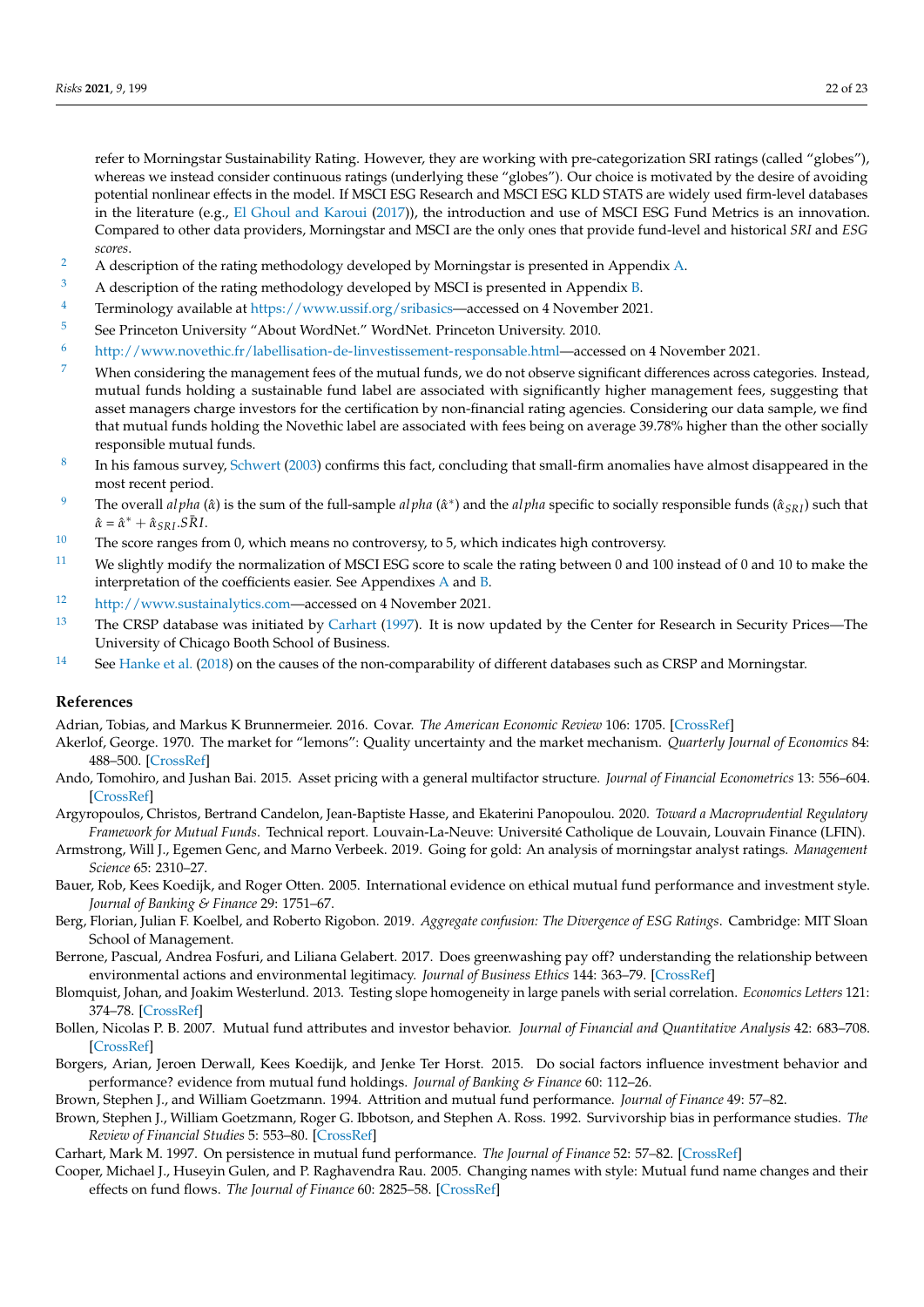refer to Morningstar Sustainability Rating. However, they are working with pre-categorization SRI ratings (called "globes"), whereas we instead consider continuous ratings (underlying these "globes"). Our choice is motivated by the desire of avoiding potential nonlinear effects in the model. If MSCI ESG Research and MSCI ESG KLD STATS are widely used firm-level databases in the literature (e.g., El Ghoul and Karoui (2017)), the introduction and use of MSCI ESG Fund Metrics is an innovation. Compared to other data providers, Morningstar and MSCI are the only ones that provide fund-level and historical *SRI* and *ESG scores*.

2 A description of the rating methodology developed by Morningstar is presented in Appendix A.

3 A description of the rating methodology developed by MSCI is presented in Appendix B.

4 Terminology available at https://www.ussif.org/sribasics—accessed on 4 November 2021.

5 See Princeton University "About WordNet." WordNet. Princeton University. 2010.

6 http://www.novethic.fr/labellisation-de-linvestissement-responsable.html—accessed on 4 November 2021.

7 When considering the management fees of the mutual funds, we do not observe significant differences across categories. Instead, mutual funds holding a sustainable fund label are associated with significantly higher management fees, suggesting that asset managers charge investors for the certification by non-financial rating agencies. Considering our data sample, we find that mutual funds holding the Novethic label are associated with fees being on average 39.78% higher than the other socially responsible mutual funds.

8 In his famous survey, Schwert (2003) confirms this fact, concluding that small-firm anomalies have almost disappeared in the most recent period.

9 The overall $alpha$ ($\hat{\alpha}$) is the sum of the full-sample $alpha$ ($\hat{\alpha}^*$) and the $alpha$ specific to socially responsible funds ($\hat{\alpha}_{SRI}$) such that $\hat{\alpha} = \hat{\alpha}^* + \hat{\alpha}_{SRI}.\bar{SRI}$.

10 The score ranges from 0, which means no controversy, to 5, which indicates high controversy.

11 We slightly modify the normalization of MSCI ESG score to scale the rating between 0 and 100 instead of 0 and 10 to make the interpretation of the coefficients easier. See Appendixes A and B.

12 http://www.sustainalytics.com—accessed on 4 November 2021.

13 The CRSP database was initiated by Carhart (1997). It is now updated by the Center for Research in Security Prices—The University of Chicago Booth School of Business.

14 See Hanke et al. (2018) on the causes of the non-comparability of different databases such as CRSP and Morningstar.

## References

Adrian, Tobias, and Markus K Brunnermeier. 2016. Covar. *The American Economic Review* 106: 1705. [CrossRef]

Akerlof, George. 1970. The market for "lemons": Quality uncertainty and the market mechanism. *Quarterly Journal of Economics* 84: 488–500. [CrossRef]

Ando, Tomohiro, and Jushan Bai. 2015. Asset pricing with a general multifactor structure. *Journal of Financial Econometrics* 13: 556–604. [CrossRef]

Argyropoulos, Christos, Bertrand Candelon, Jean-Baptiste Hasse, and Ekaterini Panopoulou. 2020. *Toward a Macroprudential Regulatory Framework for Mutual Funds*. Technical report. Louvain-La-Neuve: Université Catholique de Louvain, Louvain Finance (LFIN).

Armstrong, Will J., Egemen Genc, and Marno Verbeek. 2019. Going for gold: An analysis of morningstar analyst ratings. *Management Science* 65: 2310–27.

Bauer, Rob, Kees Koedijk, and Roger Otten. 2005. International evidence on ethical mutual fund performance and investment style. *Journal of Banking & Finance* 29: 1751–67.

Berg, Florian, Julian F. Koelbel, and Roberto Rigobon. 2019. *Aggregate confusion: The Divergence of ESG Ratings*. Cambridge: MIT Sloan School of Management.

Berrone, Pascual, Andrea Fosfuri, and Liliana Gelabert. 2017. Does greenwashing pay off? understanding the relationship between environmental actions and environmental legitimacy. *Journal of Business Ethics* 144: 363–79. [CrossRef]

Blomquist, Johan, and Joakim Westerlund. 2013. Testing slope homogeneity in large panels with serial correlation. *Economics Letters* 121: 374–78. [CrossRef]

Bollen, Nicolas P. B. 2007. Mutual fund attributes and investor behavior. *Journal of Financial and Quantitative Analysis* 42: 683–708. [CrossRef]

Borgers, Arian, Jeroen Derwall, Kees Koedijk, and Jenke Ter Horst. 2015. Do social factors influence investment behavior and performance? evidence from mutual fund holdings. *Journal of Banking & Finance* 60: 112–26.

Brown, Stephen J., and William Goetzmann. 1994. Attrition and mutual fund performance. *Journal of Finance* 49: 57–82.

Brown, Stephen J., William Goetzmann, Roger G. Ibbotson, and Stephen A. Ross. 1992. Survivorship bias in performance studies. *The Review of Financial Studies* 5: 553–80. [CrossRef]

Carhart, Mark M. 1997. On persistence in mutual fund performance. *The Journal of Finance* 52: 57–82. [CrossRef]

Cooper, Michael J., Huseyin Gulen, and P. Raghavendra Rau. 2005. Changing names with style: Mutual fund name changes and their effects on fund flows. *The Journal of Finance* 60: 2825–58. [CrossRef]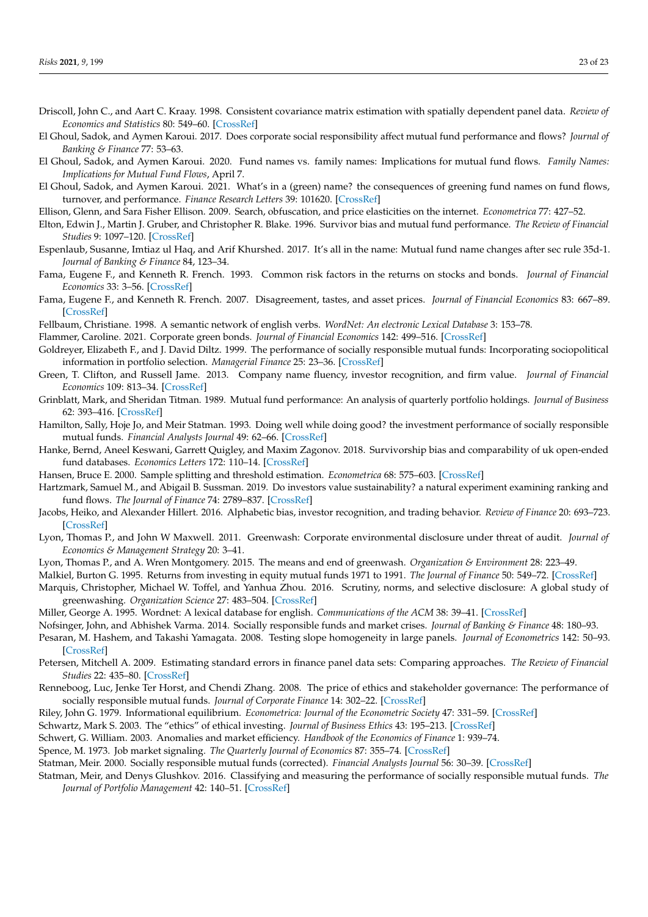Driscoll, John C., and Aart C. Kraay. 1998. Consistent covariance matrix estimation with spatially dependent panel data. *Review of Economics and Statistics* 80: 549–60. [CrossRef]

El Ghoul, Sadok, and Aymen Karoui. 2017. Does corporate social responsibility affect mutual fund performance and flows? *Journal of Banking & Finance* 77: 53–63.

El Ghoul, Sadok, and Aymen Karoui. 2020. Fund names vs. family names: Implications for mutual fund flows. *Family Names: Implications for Mutual Fund Flows*, April 7.

El Ghoul, Sadok, and Aymen Karoui. 2021. What's in a (green) name? the consequences of greening fund names on fund flows, turnover, and performance. *Finance Research Letters* 39: 101620. [CrossRef]

Ellison, Glenn, and Sara Fisher Ellison. 2009. Search, obfuscation, and price elasticities on the internet. *Econometrica* 77: 427–52.

Elton, Edwin J., Martin J. Gruber, and Christopher R. Blake. 1996. Survivor bias and mutual fund performance. *The Review of Financial Studies* 9: 1097–120. [CrossRef]

Espenlaub, Susanne, Imtiaz ul Haq, and Arif Khurshed. 2017. It's all in the name: Mutual fund name changes after sec rule 35d-1. *Journal of Banking & Finance* 84, 123–34.

Fama, Eugene F., and Kenneth R. French. 1993. Common risk factors in the returns on stocks and bonds. *Journal of Financial Economics* 33: 3–56. [CrossRef]

Fama, Eugene F., and Kenneth R. French. 2007. Disagreement, tastes, and asset prices. *Journal of Financial Economics* 83: 667–89. [CrossRef]

Fellbaum, Christiane. 1998. A semantic network of english verbs. *WordNet: An electronic Lexical Database* 3: 153–78.

Flammer, Caroline. 2021. Corporate green bonds. *Journal of Financial Economics* 142: 499–516. [CrossRef]

Goldreyer, Elizabeth F., and J. David Diltz. 1999. The performance of socially responsible mutual funds: Incorporating sociopolitical information in portfolio selection. *Managerial Finance* 25: 23–36. [CrossRef]

Green, T. Clifton, and Russell Jame. 2013. Company name fluency, investor recognition, and firm value. *Journal of Financial Economics* 109: 813–34. [CrossRef]

Grinblatt, Mark, and Sheridan Titman. 1989. Mutual fund performance: An analysis of quarterly portfolio holdings. *Journal of Business* 62: 393–416. [CrossRef]

Hamilton, Sally, Hoje Jo, and Meir Statman. 1993. Doing well while doing good? the investment performance of socially responsible mutual funds. *Financial Analysts Journal* 49: 62–66. [CrossRef]

Hanke, Bernd, Aneel Keswani, Garrett Quigley, and Maxim Zagonov. 2018. Survivorship bias and comparability of uk open-ended fund databases. *Economics Letters* 172: 110–14. [CrossRef]

Hansen, Bruce E. 2000. Sample splitting and threshold estimation. *Econometrica* 68: 575–603. [CrossRef]

Hartzmark, Samuel M., and Abigail B. Sussman. 2019. Do investors value sustainability? a natural experiment examining ranking and fund flows. *The Journal of Finance* 74: 2789–837. [CrossRef]

Jacobs, Heiko, and Alexander Hillert. 2016. Alphabetic bias, investor recognition, and trading behavior. *Review of Finance* 20: 693–723. [CrossRef]

Lyon, Thomas P., and John W Maxwell. 2011. Greenwash: Corporate environmental disclosure under threat of audit. *Journal of Economics & Management Strategy* 20: 3–41.

Lyon, Thomas P., and A. Wren Montgomery. 2015. The means and end of greenwash. *Organization & Environment* 28: 223–49.

Malkiel, Burton G. 1995. Returns from investing in equity mutual funds 1971 to 1991. *The Journal of Finance* 50: 549–72. [CrossRef]

Marquis, Christopher, Michael W. Toffel, and Yanhua Zhou. 2016. Scrutiny, norms, and selective disclosure: A global study of greenwashing. *Organization Science* 27: 483–504. [CrossRef]

Miller, George A. 1995. Wordnet: A lexical database for english. *Communications of the ACM* 38: 39–41. [CrossRef]

Nofsinger, John, and Abhishek Varma. 2014. Socially responsible funds and market crises. *Journal of Banking & Finance* 48: 180–93.

Pesaran, M. Hashem, and Takashi Yamagata. 2008. Testing slope homogeneity in large panels. *Journal of Econometrics* 142: 50–93. [CrossRef]

Petersen, Mitchell A. 2009. Estimating standard errors in finance panel data sets: Comparing approaches. *The Review of Financial Studies* 22: 435–80. [CrossRef]

Renneboog, Luc, Jenke Ter Horst, and Chendi Zhang. 2008. The price of ethics and stakeholder governance: The performance of socially responsible mutual funds. *Journal of Corporate Finance* 14: 302–22. [CrossRef]

Riley, John G. 1979. Informational equilibrium. *Econometrica: Journal of the Econometric Society* 47: 331–59. [CrossRef]

Schwartz, Mark S. 2003. The "ethics" of ethical investing. *Journal of Business Ethics* 43: 195–213. [CrossRef]

Schwert, G. William. 2003. Anomalies and market efficiency. *Handbook of the Economics of Finance* 1: 939–74.

Spence, M. 1973. Job market signaling. *The Quarterly Journal of Economics* 87: 355–74. [CrossRef]

Statman, Meir. 2000. Socially responsible mutual funds (corrected). *Financial Analysts Journal* 56: 30–39. [CrossRef]

Statman, Meir, and Denys Glushkov. 2016. Classifying and measuring the performance of socially responsible mutual funds. *The Journal of Portfolio Management* 42: 140–51. [CrossRef]